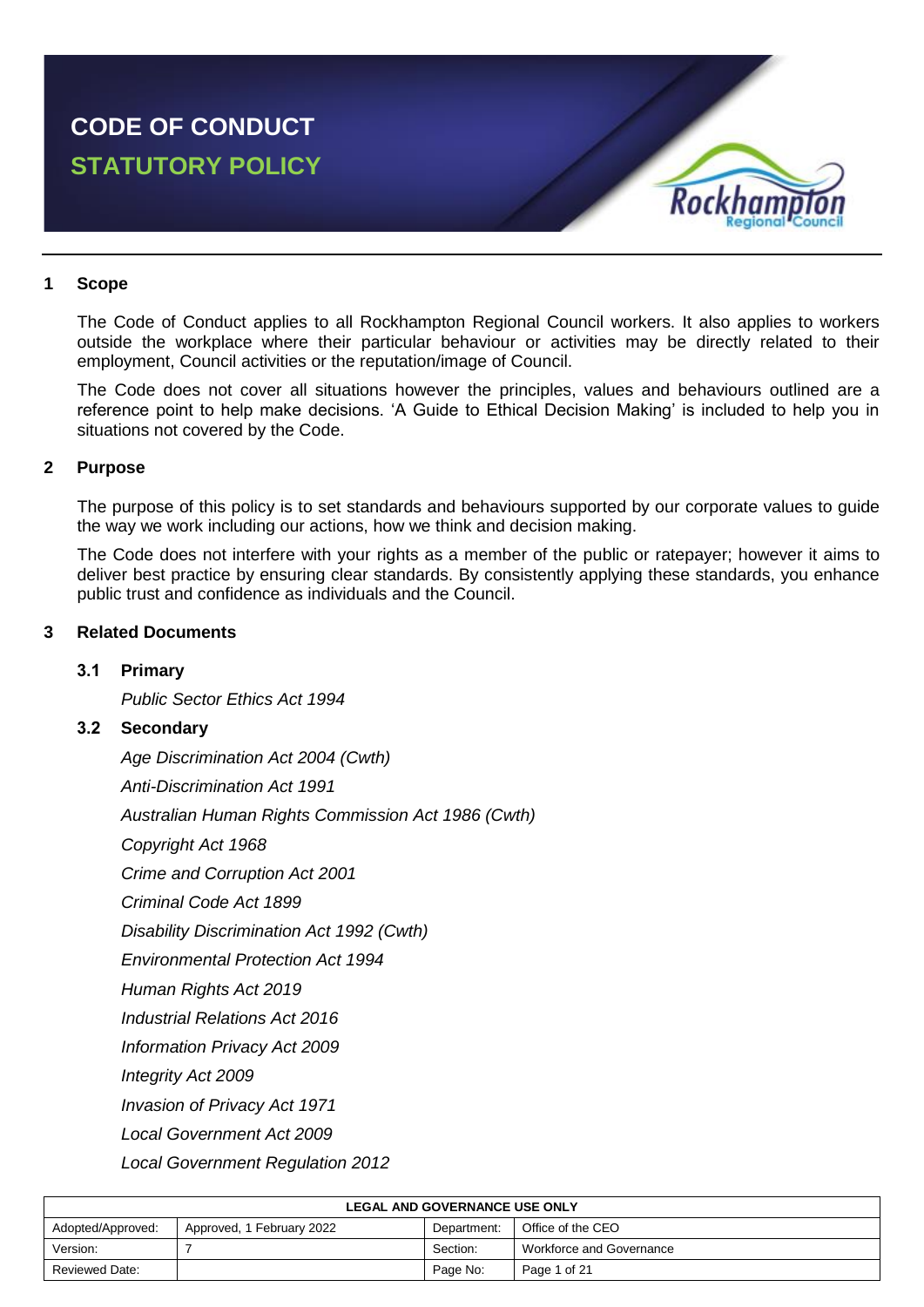# CODE OF CONDUCT

## STATUTORY POLICY

## 1 Scope

The Code of Conduct applies to all Rockhampton Regional Council workers. It also applies to workers outside the workplace where their particular behaviour or activities may be directly related to their employment, Council activities or the reputation/image of Council.

The Code does not cover all situations however the principles, values and behaviours outlined are a reference point to help make decisions. 'A Guide to Ethical Decision Making' is included to help you in situations not covered by the Code.

## 2 Purpose

The purpose of this policy is to set standards and behaviours supported by our corporate values to guide the way we work including our actions, how we think and decision making.

The Code does not interfere with your rights as a member of the public or ratepayer; however it aims to deliver best practice by ensuring clear standards. By consistently applying these standards, you enhance public trust and confidence as individuals and the Council.

## 3 Related Documents

### 3.1 Primary

*Public Sector Ethics Act 1994*

### 3.2 Secondary

*Age Discrimination Act 2004 (Cwth)*

*Anti-Discrimination Act 1991*

*Australian Human Rights Commission Act 1986 (Cwth)*

*Copyright Act 1968*

*Crime and Corruption Act 2001*

*Criminal Code Act 1899*

*Disability Discrimination Act 1992 (Cwth)*

*Environmental Protection Act 1994*

*Human Rights Act 2019*

*Industrial Relations Act 2016*

*Information Privacy Act 2009*

*Integrity Act 2009*

*Invasion of Privacy Act 1971*

*Local Government Act 2009*

*Local Government Regulation 2012*

| LEGAL AND GOVERNANCE USE ONLY | | | |
|---|---|---|---|
| Adopted/Approved: | Approved, 1 February 2022 | Department: | Office of the CEO |
| Version: | 7 | Section: | Workforce and Governance |
| Reviewed Date: | | Page No: | Page 1 of 21 |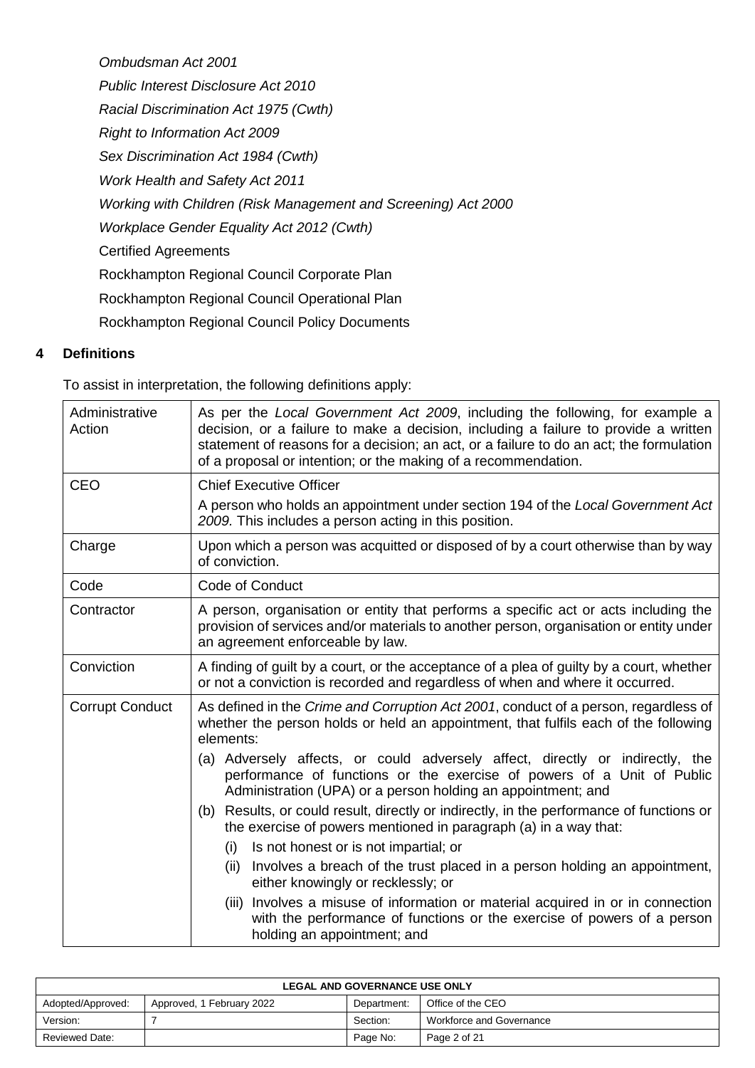*Ombudsman Act 2001*

*Public Interest Disclosure Act 2010*

*Racial Discrimination Act 1975 (Cwth)*

*Right to Information Act 2009*

*Sex Discrimination Act 1984 (Cwth)*

*Work Health and Safety Act 2011*

*Working with Children (Risk Management and Screening) Act 2000*

*Workplace Gender Equality Act 2012 (Cwth)*

Certified Agreements

Rockhampton Regional Council Corporate Plan

Rockhampton Regional Council Operational Plan

Rockhampton Regional Council Policy Documents

## 4 Definitions

To assist in interpretation, the following definitions apply:

| | |
|---|---|
| Administrative Action | As per the *Local Government Act 2009*, including the following, for example a decision, or a failure to make a decision, including a failure to provide a written statement of reasons for a decision; an act, or a failure to do an act; the formulation of a proposal or intention; or the making of a recommendation. |
| CEO | Chief Executive Officer<br>A person who holds an appointment under section 194 of the *Local Government Act 2009.* This includes a person acting in this position. |
| Charge | Upon which a person was acquitted or disposed of by a court otherwise than by way of conviction. |
| Code | Code of Conduct |
| Contractor | A person, organisation or entity that performs a specific act or acts including the provision of services and/or materials to another person, organisation or entity under an agreement enforceable by law. |
| Conviction | A finding of guilt by a court, or the acceptance of a plea of guilty by a court, whether or not a conviction is recorded and regardless of when and where it occurred. |
| Corrupt Conduct | As defined in the *Crime and Corruption Act 2001*, conduct of a person, regardless of whether the person holds or held an appointment, that fulfils each of the following elements:<br>(a) Adversely affects, or could adversely affect, directly or indirectly, the performance of functions or the exercise of powers of a Unit of Public Administration (UPA) or a person holding an appointment; and<br>(b) Results, or could result, directly or indirectly, in the performance of functions or the exercise of powers mentioned in paragraph (a) in a way that:<br>(i) Is not honest or is not impartial; or<br>(ii) Involves a breach of the trust placed in a person holding an appointment, either knowingly or recklessly; or<br>(iii) Involves a misuse of information or material acquired in or in connection with the performance of functions or the exercise of powers of a person holding an appointment; and |

| LEGAL AND GOVERNANCE USE ONLY | | | |
|---|---|---|---|
| Adopted/Approved: | Approved, 1 February 2022 | Department: | Office of the CEO |
| Version: | 7 | Section: | Workforce and Governance |
| Reviewed Date: | | Page No: | Page 2 of 21 |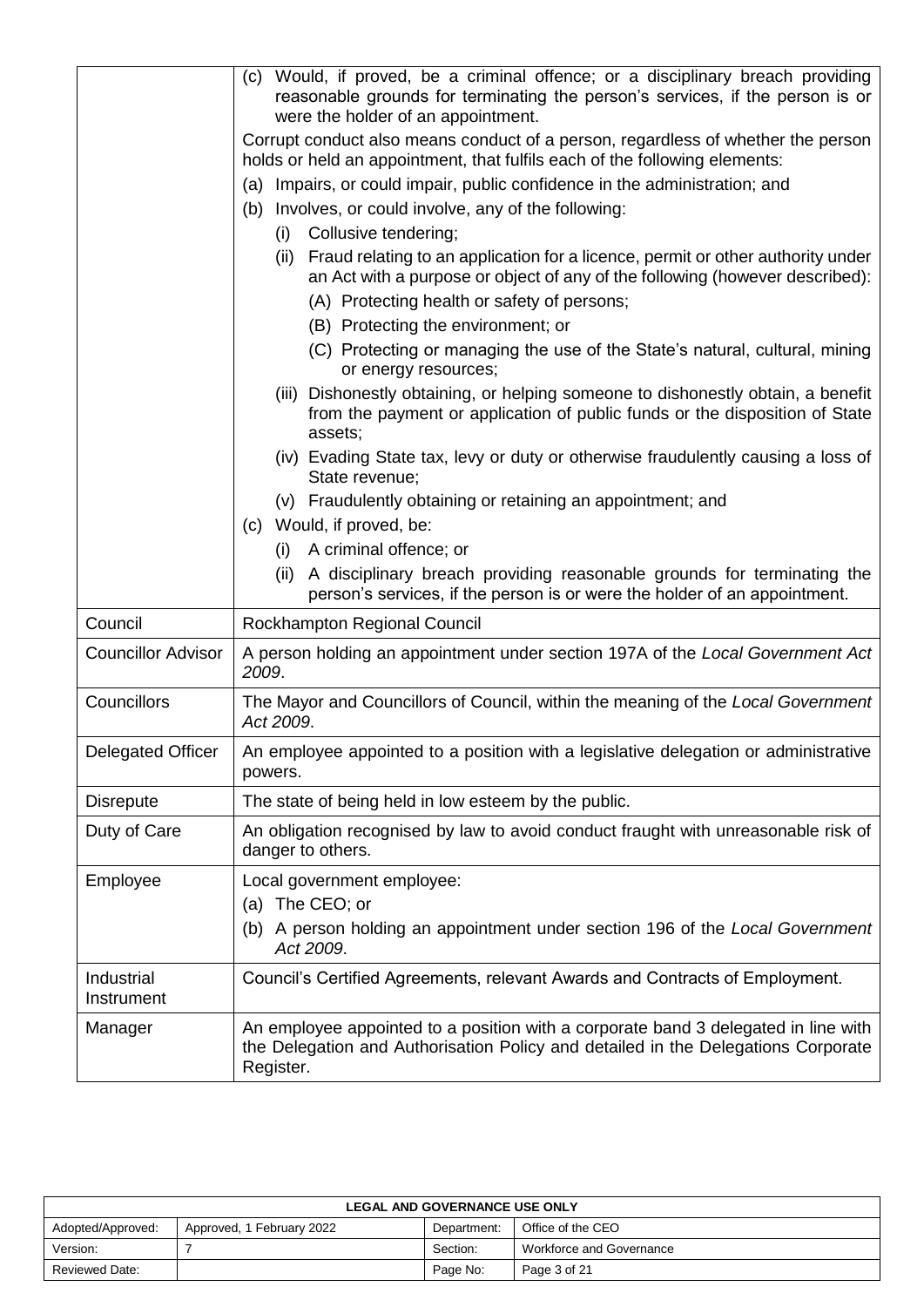| | |
|---|---|
| | (c) Would, if proved, be a criminal offence; or a disciplinary breach providing reasonable grounds for terminating the person's services, if the person is or were the holder of an appointment.<br><br>Corrupt conduct also means conduct of a person, regardless of whether the person holds or held an appointment, that fulfils each of the following elements:<br>(a) Impairs, or could impair, public confidence in the administration; and<br>(b) Involves, or could involve, any of the following:<br>(i) Collusive tendering;<br>(ii) Fraud relating to an application for a licence, permit or other authority under an Act with a purpose or object of any of the following (however described):<br>(A) Protecting health or safety of persons;<br>(B) Protecting the environment; or<br>(C) Protecting or managing the use of the State's natural, cultural, mining or energy resources;<br>(iii) Dishonestly obtaining, or helping someone to dishonestly obtain, a benefit from the payment or application of public funds or the disposition of State assets;<br>(iv) Evading State tax, levy or duty or otherwise fraudulently causing a loss of State revenue;<br>(v) Fraudulently obtaining or retaining an appointment; and<br>(c) Would, if proved, be:<br>(i) A criminal offence; or<br>(ii) A disciplinary breach providing reasonable grounds for terminating the person's services, if the person is or were the holder of an appointment. |
| Council | Rockhampton Regional Council |
| Councillor Advisor | A person holding an appointment under section 197A of the *Local Government Act 2009*. |
| Councillors | The Mayor and Councillors of Council, within the meaning of the *Local Government Act 2009*. |
| Delegated Officer | An employee appointed to a position with a legislative delegation or administrative powers. |
| Disrepute | The state of being held in low esteem by the public. |
| Duty of Care | An obligation recognised by law to avoid conduct fraught with unreasonable risk of danger to others. |
| Employee | Local government employee:<br>(a) The CEO; or<br>(b) A person holding an appointment under section 196 of the *Local Government Act 2009*. |
| Industrial Instrument | Council's Certified Agreements, relevant Awards and Contracts of Employment. |
| Manager | An employee appointed to a position with a corporate band 3 delegated in line with the Delegation and Authorisation Policy and detailed in the Delegations Corporate Register. |

| LEGAL AND GOVERNANCE USE ONLY | | | |
|---|---|---|---|
| Adopted/Approved: | Approved, 1 February 2022 | Department: | Office of the CEO |
| Version: | 7 | Section: | Workforce and Governance |
| Reviewed Date: | | Page No: | Page 3 of 21 |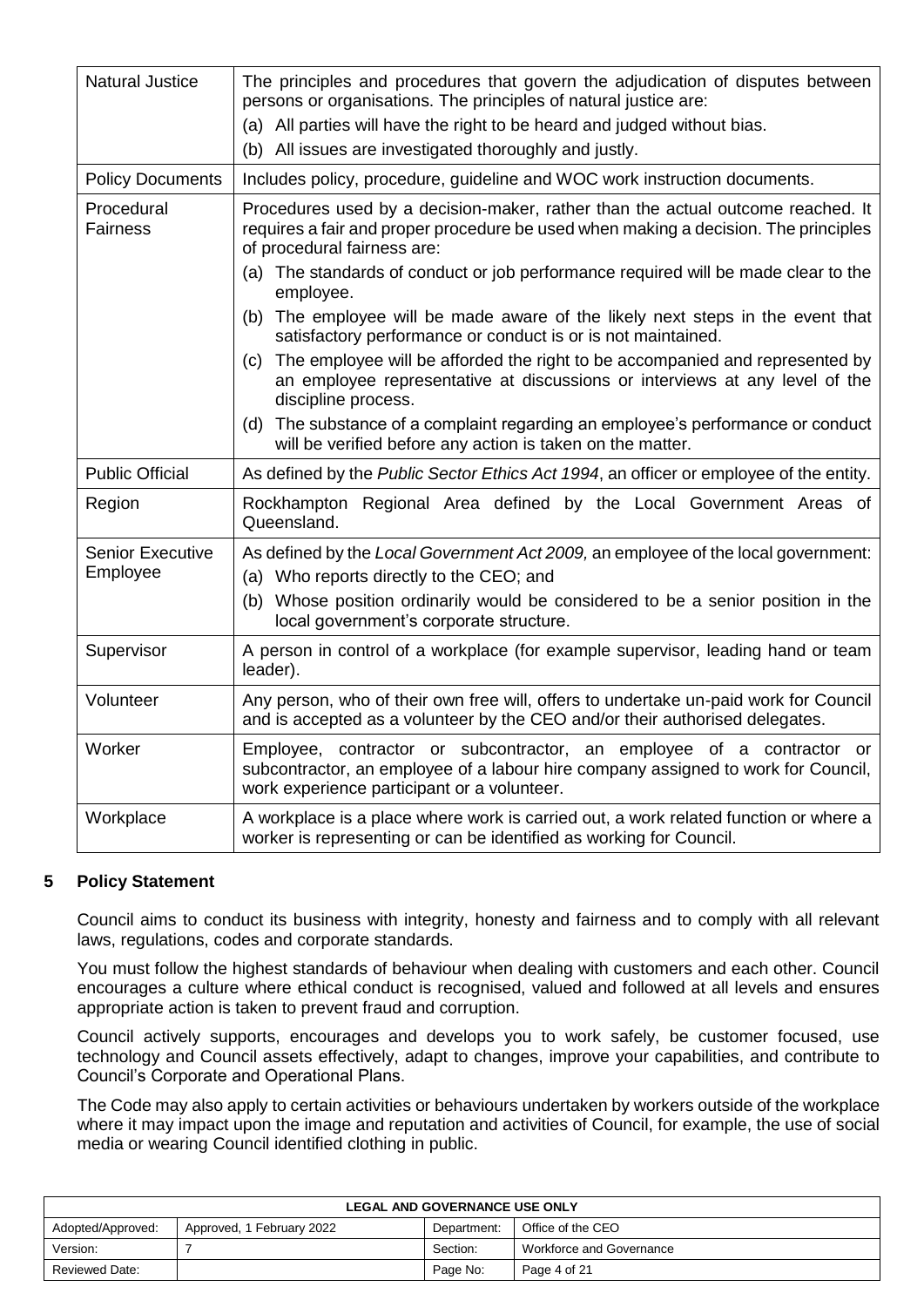| | |
|---|---|
| Natural Justice | The principles and procedures that govern the adjudication of disputes between persons or organisations. The principles of natural justice are:<br>(a) All parties will have the right to be heard and judged without bias.<br>(b) All issues are investigated thoroughly and justly. |
| Policy Documents | Includes policy, procedure, guideline and WOC work instruction documents. |
| Procedural Fairness | Procedures used by a decision-maker, rather than the actual outcome reached. It requires a fair and proper procedure be used when making a decision. The principles of procedural fairness are:<br>(a) The standards of conduct or job performance required will be made clear to the employee.<br>(b) The employee will be made aware of the likely next steps in the event that satisfactory performance or conduct is or is not maintained.<br>(c) The employee will be afforded the right to be accompanied and represented by an employee representative at discussions or interviews at any level of the discipline process.<br>(d) The substance of a complaint regarding an employee's performance or conduct will be verified before any action is taken on the matter. |
| Public Official | As defined by the *Public Sector Ethics Act 1994*, an officer or employee of the entity. |
| Region | Rockhampton Regional Area defined by the Local Government Areas of Queensland. |
| Senior Executive Employee | As defined by the *Local Government Act 2009,* an employee of the local government:<br>(a) Who reports directly to the CEO; and<br>(b) Whose position ordinarily would be considered to be a senior position in the local government's corporate structure. |
| Supervisor | A person in control of a workplace (for example supervisor, leading hand or team leader). |
| Volunteer | Any person, who of their own free will, offers to undertake un-paid work for Council and is accepted as a volunteer by the CEO and/or their authorised delegates. |
| Worker | Employee, contractor or subcontractor, an employee of a contractor or subcontractor, an employee of a labour hire company assigned to work for Council, work experience participant or a volunteer. |
| Workplace | A workplace is a place where work is carried out, a work related function or where a worker is representing or can be identified as working for Council. |

## 5 Policy Statement

Council aims to conduct its business with integrity, honesty and fairness and to comply with all relevant laws, regulations, codes and corporate standards.

You must follow the highest standards of behaviour when dealing with customers and each other. Council encourages a culture where ethical conduct is recognised, valued and followed at all levels and ensures appropriate action is taken to prevent fraud and corruption.

Council actively supports, encourages and develops you to work safely, be customer focused, use technology and Council assets effectively, adapt to changes, improve your capabilities, and contribute to Council's Corporate and Operational Plans.

The Code may also apply to certain activities or behaviours undertaken by workers outside of the workplace where it may impact upon the image and reputation and activities of Council, for example, the use of social media or wearing Council identified clothing in public.

| LEGAL AND GOVERNANCE USE ONLY | | | |
|---|---|---|---|
| Adopted/Approved: | Approved, 1 February 2022 | Department: | Office of the CEO |
| Version: | 7 | Section: | Workforce and Governance |
| Reviewed Date: | | Page No: | Page 4 of 21 |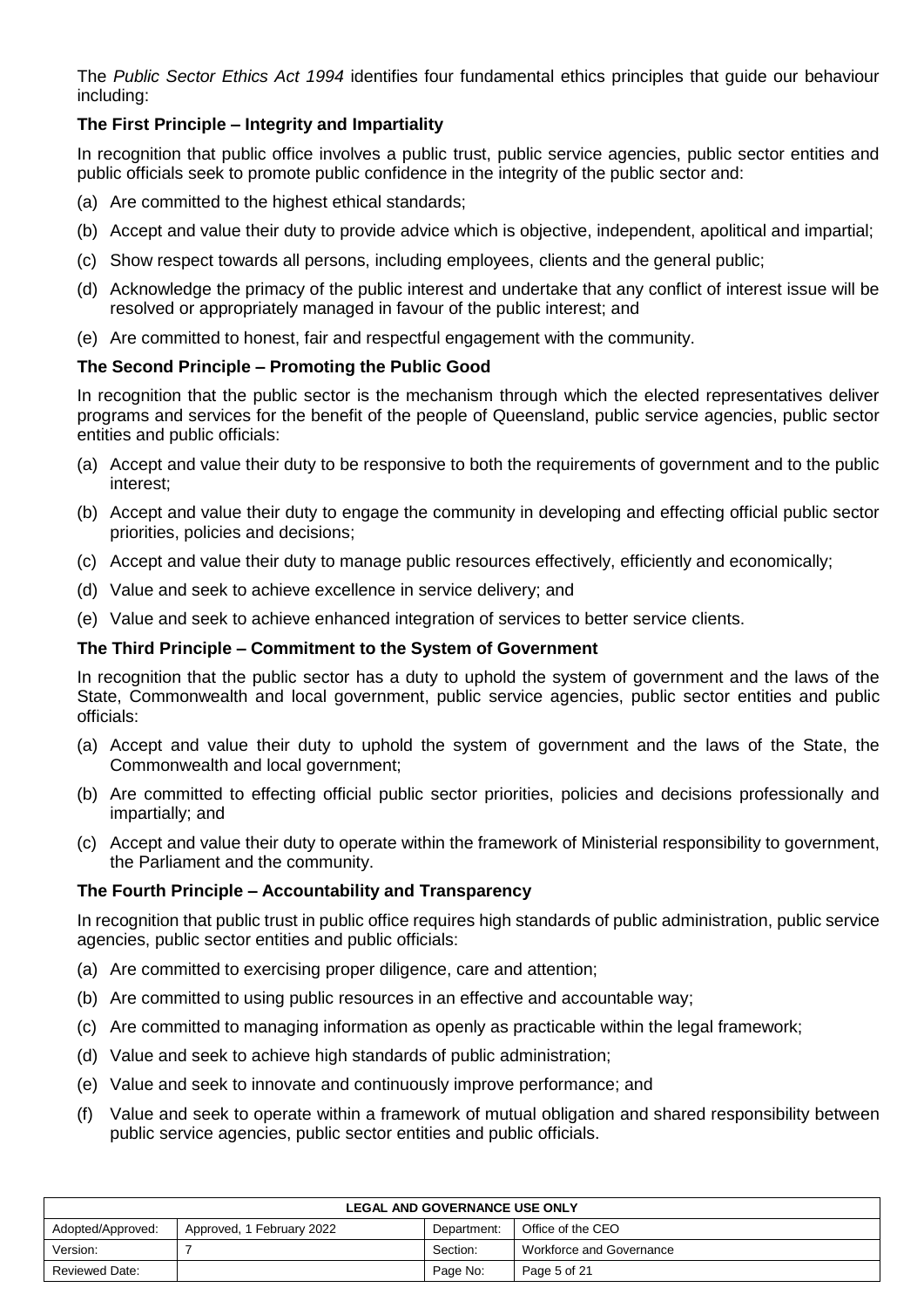The *Public Sector Ethics Act 1994* identifies four fundamental ethics principles that guide our behaviour including:

**The First Principle – Integrity and Impartiality**

In recognition that public office involves a public trust, public service agencies, public sector entities and public officials seek to promote public confidence in the integrity of the public sector and:

(a) Are committed to the highest ethical standards;

(b) Accept and value their duty to provide advice which is objective, independent, apolitical and impartial;

(c) Show respect towards all persons, including employees, clients and the general public;

(d) Acknowledge the primacy of the public interest and undertake that any conflict of interest issue will be resolved or appropriately managed in favour of the public interest; and

(e) Are committed to honest, fair and respectful engagement with the community.

**The Second Principle – Promoting the Public Good**

In recognition that the public sector is the mechanism through which the elected representatives deliver programs and services for the benefit of the people of Queensland, public service agencies, public sector entities and public officials:

(a) Accept and value their duty to be responsive to both the requirements of government and to the public interest;

(b) Accept and value their duty to engage the community in developing and effecting official public sector priorities, policies and decisions;

(c) Accept and value their duty to manage public resources effectively, efficiently and economically;

(d) Value and seek to achieve excellence in service delivery; and

(e) Value and seek to achieve enhanced integration of services to better service clients.

**The Third Principle – Commitment to the System of Government**

In recognition that the public sector has a duty to uphold the system of government and the laws of the State, Commonwealth and local government, public service agencies, public sector entities and public officials:

(a) Accept and value their duty to uphold the system of government and the laws of the State, the Commonwealth and local government;

(b) Are committed to effecting official public sector priorities, policies and decisions professionally and impartially; and

(c) Accept and value their duty to operate within the framework of Ministerial responsibility to government, the Parliament and the community.

**The Fourth Principle – Accountability and Transparency**

In recognition that public trust in public office requires high standards of public administration, public service agencies, public sector entities and public officials:

(a) Are committed to exercising proper diligence, care and attention;

(b) Are committed to using public resources in an effective and accountable way;

(c) Are committed to managing information as openly as practicable within the legal framework;

(d) Value and seek to achieve high standards of public administration;

(e) Value and seek to innovate and continuously improve performance; and

(f) Value and seek to operate within a framework of mutual obligation and shared responsibility between public service agencies, public sector entities and public officials.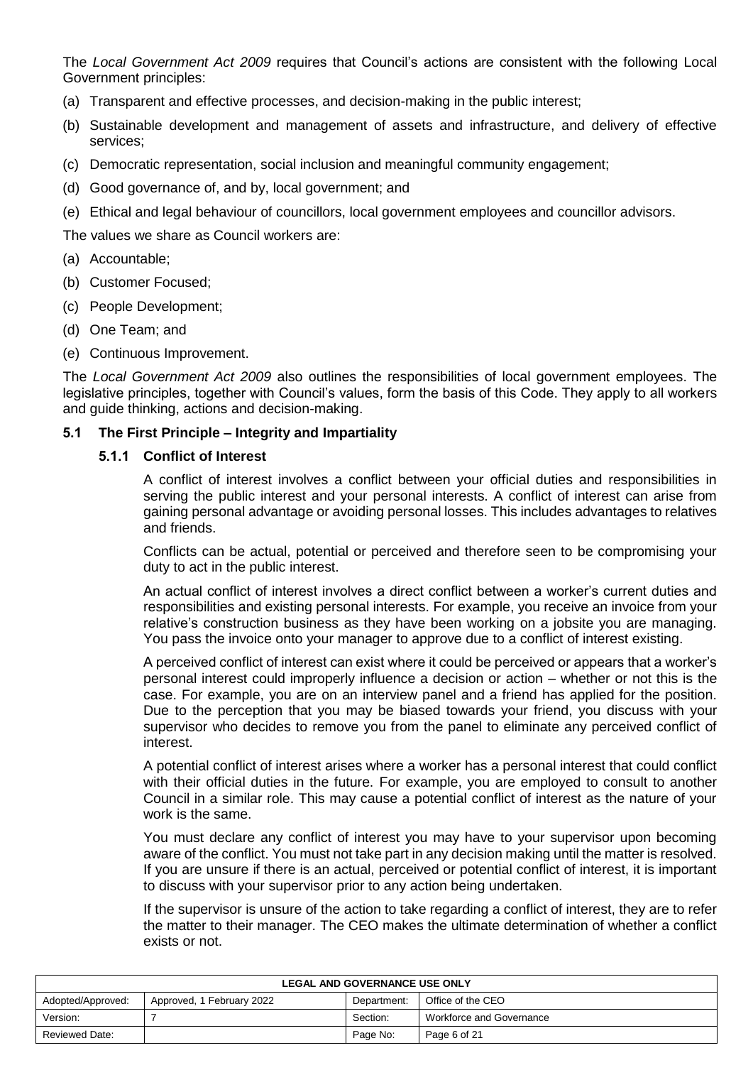The *Local Government Act 2009* requires that Council's actions are consistent with the following Local Government principles:

(a) Transparent and effective processes, and decision-making in the public interest;

(b) Sustainable development and management of assets and infrastructure, and delivery of effective services;

(c) Democratic representation, social inclusion and meaningful community engagement;

(d) Good governance of, and by, local government; and

(e) Ethical and legal behaviour of councillors, local government employees and councillor advisors.

The values we share as Council workers are:

(a) Accountable;

(b) Customer Focused;

(c) People Development;

(d) One Team; and

(e) Continuous Improvement.

The *Local Government Act 2009* also outlines the responsibilities of local government employees. The legislative principles, together with Council's values, form the basis of this Code. They apply to all workers and guide thinking, actions and decision-making.

## 5.1 The First Principle – Integrity and Impartiality

### 5.1.1 Conflict of Interest

A conflict of interest involves a conflict between your official duties and responsibilities in serving the public interest and your personal interests. A conflict of interest can arise from gaining personal advantage or avoiding personal losses. This includes advantages to relatives and friends.

Conflicts can be actual, potential or perceived and therefore seen to be compromising your duty to act in the public interest.

An actual conflict of interest involves a direct conflict between a worker's current duties and responsibilities and existing personal interests. For example, you receive an invoice from your relative's construction business as they have been working on a jobsite you are managing. You pass the invoice onto your manager to approve due to a conflict of interest existing.

A perceived conflict of interest can exist where it could be perceived or appears that a worker's personal interest could improperly influence a decision or action – whether or not this is the case. For example, you are on an interview panel and a friend has applied for the position. Due to the perception that you may be biased towards your friend, you discuss with your supervisor who decides to remove you from the panel to eliminate any perceived conflict of interest.

A potential conflict of interest arises where a worker has a personal interest that could conflict with their official duties in the future. For example, you are employed to consult to another Council in a similar role. This may cause a potential conflict of interest as the nature of your work is the same.

You must declare any conflict of interest you may have to your supervisor upon becoming aware of the conflict. You must not take part in any decision making until the matter is resolved. If you are unsure if there is an actual, perceived or potential conflict of interest, it is important to discuss with your supervisor prior to any action being undertaken.

If the supervisor is unsure of the action to take regarding a conflict of interest, they are to refer the matter to their manager. The CEO makes the ultimate determination of whether a conflict exists or not.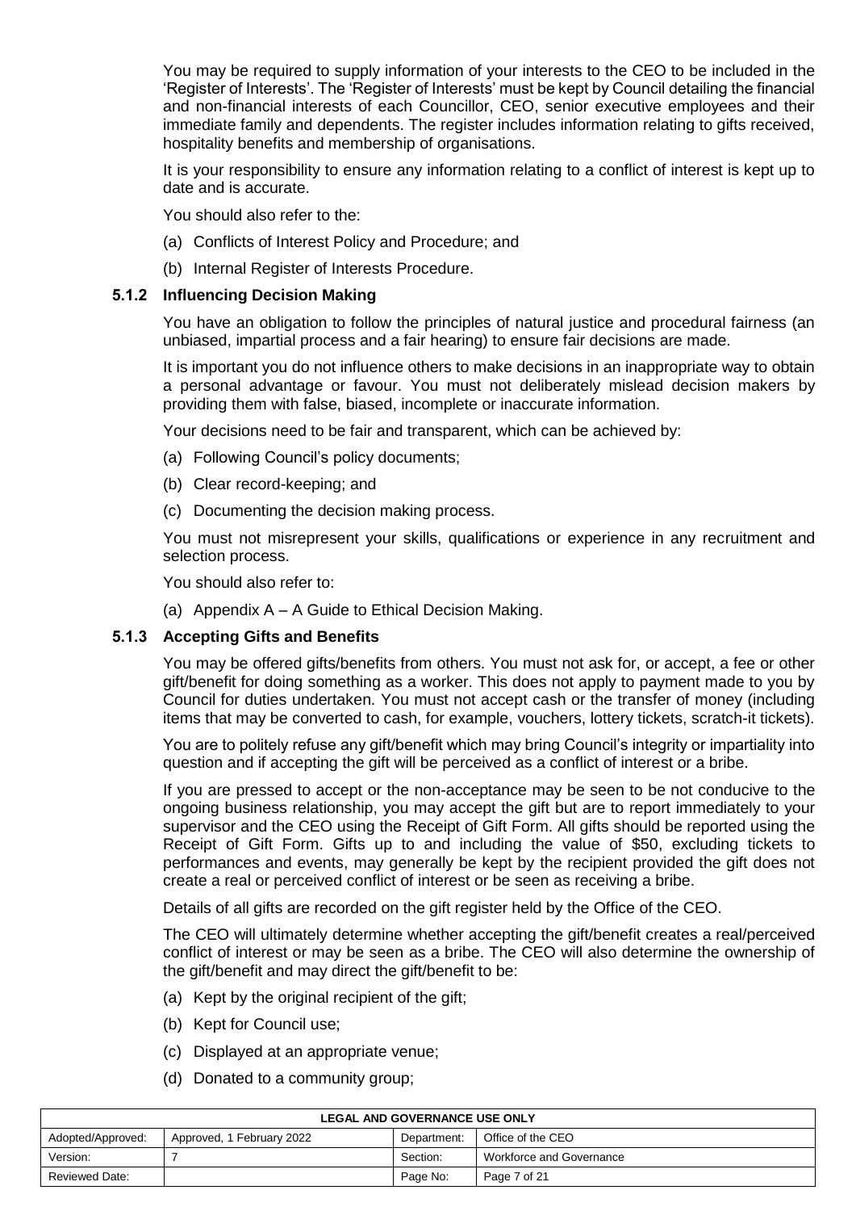You may be required to supply information of your interests to the CEO to be included in the 'Register of Interests'. The 'Register of Interests' must be kept by Council detailing the financial and non-financial interests of each Councillor, CEO, senior executive employees and their immediate family and dependents. The register includes information relating to gifts received, hospitality benefits and membership of organisations.

It is your responsibility to ensure any information relating to a conflict of interest is kept up to date and is accurate.

You should also refer to the:

(a) Conflicts of Interest Policy and Procedure; and

(b) Internal Register of Interests Procedure.

### 5.1.2 Influencing Decision Making

You have an obligation to follow the principles of natural justice and procedural fairness (an unbiased, impartial process and a fair hearing) to ensure fair decisions are made.

It is important you do not influence others to make decisions in an inappropriate way to obtain a personal advantage or favour. You must not deliberately mislead decision makers by providing them with false, biased, incomplete or inaccurate information.

Your decisions need to be fair and transparent, which can be achieved by:

(a) Following Council's policy documents;

(b) Clear record-keeping; and

(c) Documenting the decision making process.

You must not misrepresent your skills, qualifications or experience in any recruitment and selection process.

You should also refer to:

(a) Appendix A – A Guide to Ethical Decision Making.

### 5.1.3 Accepting Gifts and Benefits

You may be offered gifts/benefits from others. You must not ask for, or accept, a fee or other gift/benefit for doing something as a worker. This does not apply to payment made to you by Council for duties undertaken. You must not accept cash or the transfer of money (including items that may be converted to cash, for example, vouchers, lottery tickets, scratch-it tickets).

You are to politely refuse any gift/benefit which may bring Council's integrity or impartiality into question and if accepting the gift will be perceived as a conflict of interest or a bribe.

If you are pressed to accept or the non-acceptance may be seen to be not conducive to the ongoing business relationship, you may accept the gift but are to report immediately to your supervisor and the CEO using the Receipt of Gift Form. All gifts should be reported using the Receipt of Gift Form. Gifts up to and including the value of $50, excluding tickets to performances and events, may generally be kept by the recipient provided the gift does not create a real or perceived conflict of interest or be seen as receiving a bribe.

Details of all gifts are recorded on the gift register held by the Office of the CEO.

The CEO will ultimately determine whether accepting the gift/benefit creates a real/perceived conflict of interest or may be seen as a bribe. The CEO will also determine the ownership of the gift/benefit and may direct the gift/benefit to be:

(a) Kept by the original recipient of the gift;

(b) Kept for Council use;

(c) Displayed at an appropriate venue;

(d) Donated to a community group;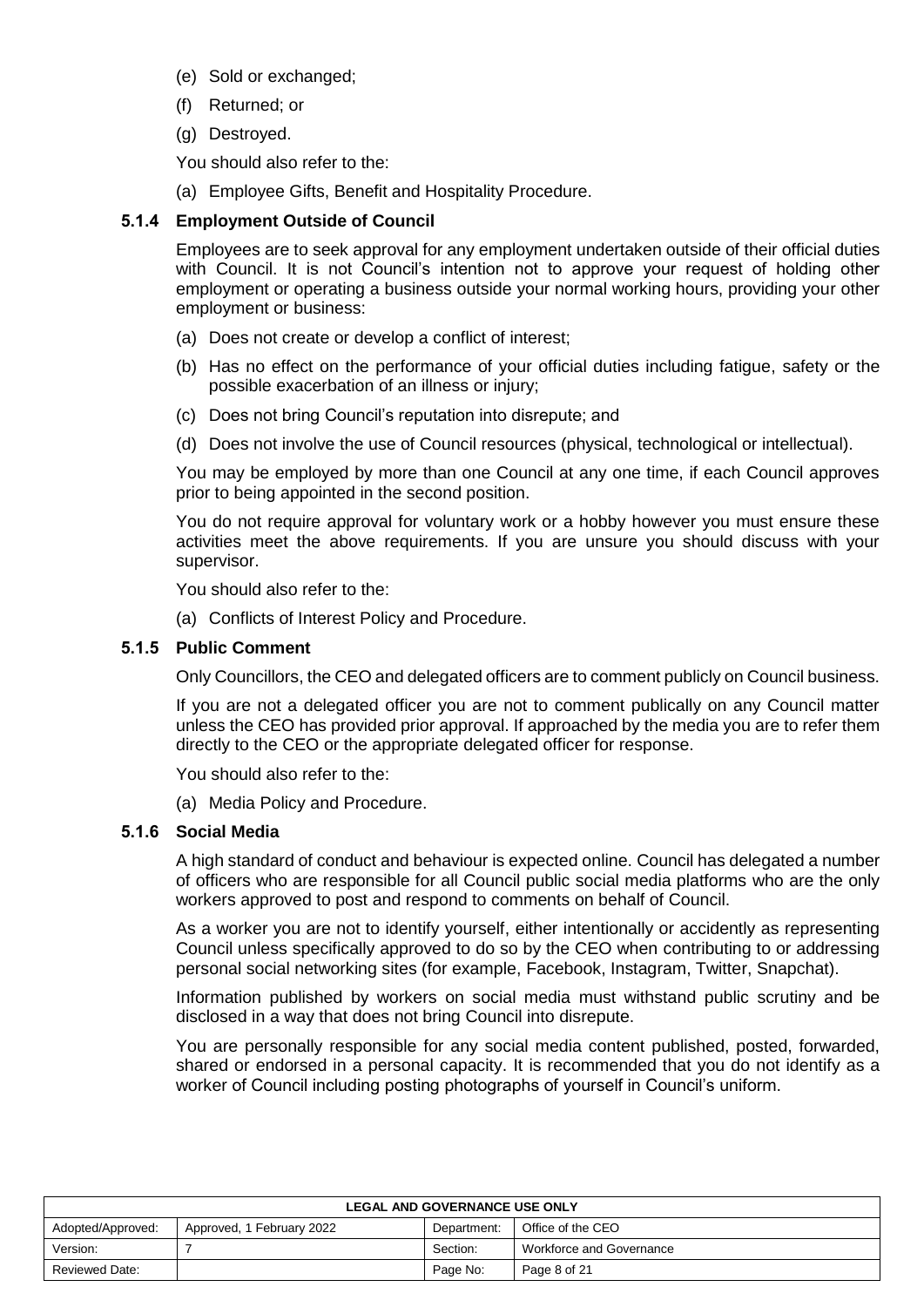(e) Sold or exchanged;

(f) Returned; or

(g) Destroyed.

You should also refer to the:

(a) Employee Gifts, Benefit and Hospitality Procedure.

#### 5.1.4 Employment Outside of Council

Employees are to seek approval for any employment undertaken outside of their official duties with Council. It is not Council's intention not to approve your request of holding other employment or operating a business outside your normal working hours, providing your other employment or business:

(a) Does not create or develop a conflict of interest;

(b) Has no effect on the performance of your official duties including fatigue, safety or the possible exacerbation of an illness or injury;

(c) Does not bring Council's reputation into disrepute; and

(d) Does not involve the use of Council resources (physical, technological or intellectual).

You may be employed by more than one Council at any one time, if each Council approves prior to being appointed in the second position.

You do not require approval for voluntary work or a hobby however you must ensure these activities meet the above requirements. If you are unsure you should discuss with your supervisor.

You should also refer to the:

(a) Conflicts of Interest Policy and Procedure.

#### 5.1.5 Public Comment

Only Councillors, the CEO and delegated officers are to comment publicly on Council business.

If you are not a delegated officer you are not to comment publically on any Council matter unless the CEO has provided prior approval. If approached by the media you are to refer them directly to the CEO or the appropriate delegated officer for response.

You should also refer to the:

(a) Media Policy and Procedure.

#### 5.1.6 Social Media

A high standard of conduct and behaviour is expected online. Council has delegated a number of officers who are responsible for all Council public social media platforms who are the only workers approved to post and respond to comments on behalf of Council.

As a worker you are not to identify yourself, either intentionally or accidently as representing Council unless specifically approved to do so by the CEO when contributing to or addressing personal social networking sites (for example, Facebook, Instagram, Twitter, Snapchat).

Information published by workers on social media must withstand public scrutiny and be disclosed in a way that does not bring Council into disrepute.

You are personally responsible for any social media content published, posted, forwarded, shared or endorsed in a personal capacity. It is recommended that you do not identify as a worker of Council including posting photographs of yourself in Council's uniform.

| LEGAL AND GOVERNANCE USE ONLY | | | |
|---|---|---|---|
| Adopted/Approved: | Approved, 1 February 2022 | Department: | Office of the CEO |
| Version: | 7 | Section: | Workforce and Governance |
| Reviewed Date: | | Page No: | Page 8 of 21 |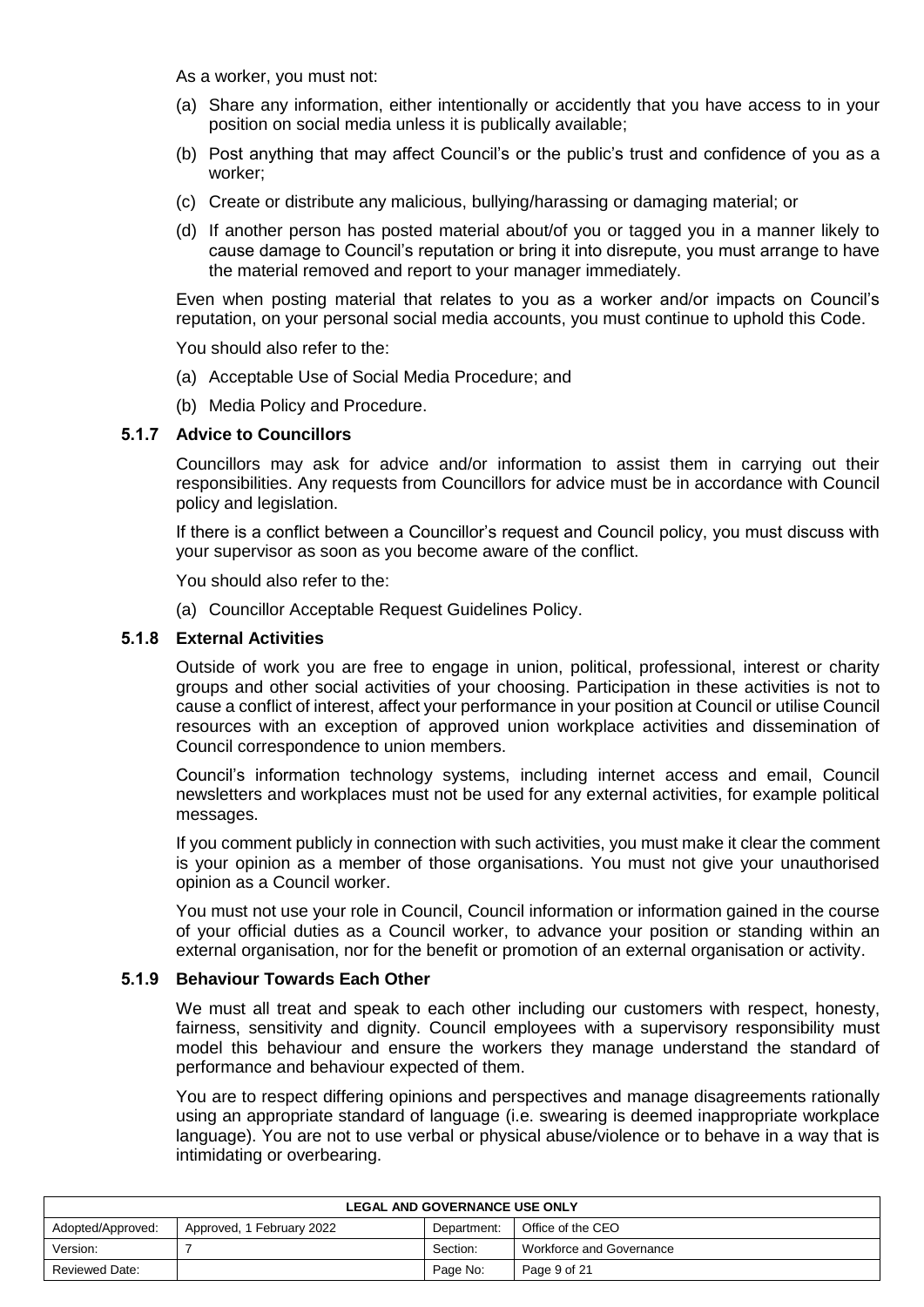As a worker, you must not:

(a) Share any information, either intentionally or accidently that you have access to in your position on social media unless it is publically available;

(b) Post anything that may affect Council's or the public's trust and confidence of you as a worker;

(c) Create or distribute any malicious, bullying/harassing or damaging material; or

(d) If another person has posted material about/of you or tagged you in a manner likely to cause damage to Council's reputation or bring it into disrepute, you must arrange to have the material removed and report to your manager immediately.

Even when posting material that relates to you as a worker and/or impacts on Council's reputation, on your personal social media accounts, you must continue to uphold this Code.

You should also refer to the:

(a) Acceptable Use of Social Media Procedure; and

(b) Media Policy and Procedure.

#### 5.1.7 Advice to Councillors

Councillors may ask for advice and/or information to assist them in carrying out their responsibilities. Any requests from Councillors for advice must be in accordance with Council policy and legislation.

If there is a conflict between a Councillor's request and Council policy, you must discuss with your supervisor as soon as you become aware of the conflict.

You should also refer to the:

(a) Councillor Acceptable Request Guidelines Policy.

#### 5.1.8 External Activities

Outside of work you are free to engage in union, political, professional, interest or charity groups and other social activities of your choosing. Participation in these activities is not to cause a conflict of interest, affect your performance in your position at Council or utilise Council resources with an exception of approved union workplace activities and dissemination of Council correspondence to union members.

Council's information technology systems, including internet access and email, Council newsletters and workplaces must not be used for any external activities, for example political messages.

If you comment publicly in connection with such activities, you must make it clear the comment is your opinion as a member of those organisations. You must not give your unauthorised opinion as a Council worker.

You must not use your role in Council, Council information or information gained in the course of your official duties as a Council worker, to advance your position or standing within an external organisation, nor for the benefit or promotion of an external organisation or activity.

#### 5.1.9 Behaviour Towards Each Other

We must all treat and speak to each other including our customers with respect, honesty, fairness, sensitivity and dignity. Council employees with a supervisory responsibility must model this behaviour and ensure the workers they manage understand the standard of performance and behaviour expected of them.

You are to respect differing opinions and perspectives and manage disagreements rationally using an appropriate standard of language (i.e. swearing is deemed inappropriate workplace language). You are not to use verbal or physical abuse/violence or to behave in a way that is intimidating or overbearing.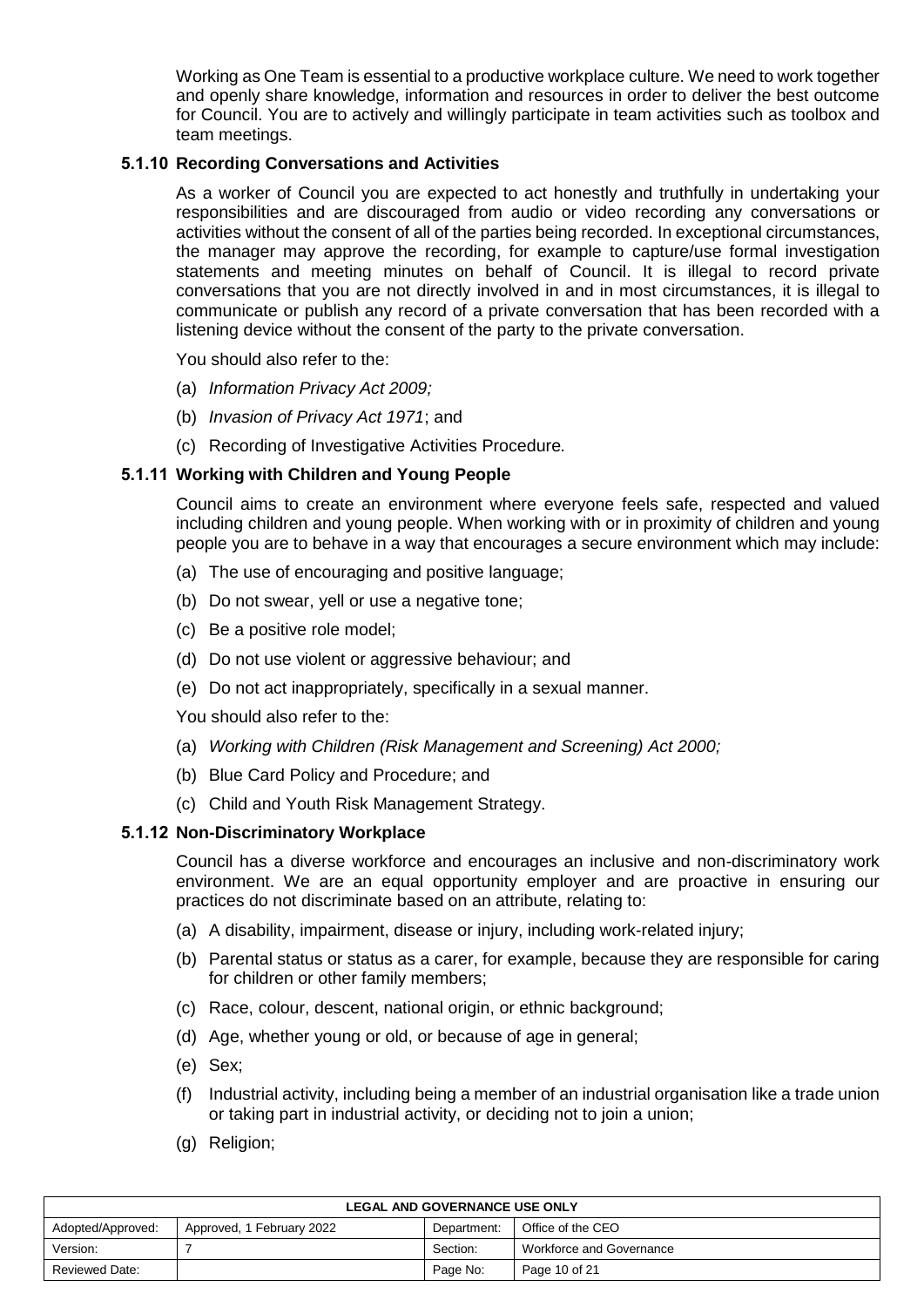Working as One Team is essential to a productive workplace culture. We need to work together and openly share knowledge, information and resources in order to deliver the best outcome for Council. You are to actively and willingly participate in team activities such as toolbox and team meetings.

### 5.1.10 Recording Conversations and Activities

As a worker of Council you are expected to act honestly and truthfully in undertaking your responsibilities and are discouraged from audio or video recording any conversations or activities without the consent of all of the parties being recorded. In exceptional circumstances, the manager may approve the recording, for example to capture/use formal investigation statements and meeting minutes on behalf of Council. It is illegal to record private conversations that you are not directly involved in and in most circumstances, it is illegal to communicate or publish any record of a private conversation that has been recorded with a listening device without the consent of the party to the private conversation.

You should also refer to the:

(a) *Information Privacy Act 2009;*

(b) *Invasion of Privacy Act 1971*; and

(c) Recording of Investigative Activities Procedure.

### 5.1.11 Working with Children and Young People

Council aims to create an environment where everyone feels safe, respected and valued including children and young people. When working with or in proximity of children and young people you are to behave in a way that encourages a secure environment which may include:

(a) The use of encouraging and positive language;

(b) Do not swear, yell or use a negative tone;

(c) Be a positive role model;

(d) Do not use violent or aggressive behaviour; and

(e) Do not act inappropriately, specifically in a sexual manner.

You should also refer to the:

(a) *Working with Children (Risk Management and Screening) Act 2000;*

(b) Blue Card Policy and Procedure; and

(c) Child and Youth Risk Management Strategy.

### 5.1.12 Non-Discriminatory Workplace

Council has a diverse workforce and encourages an inclusive and non-discriminatory work environment. We are an equal opportunity employer and are proactive in ensuring our practices do not discriminate based on an attribute, relating to:

(a) A disability, impairment, disease or injury, including work-related injury;

(b) Parental status or status as a carer, for example, because they are responsible for caring for children or other family members;

(c) Race, colour, descent, national origin, or ethnic background;

(d) Age, whether young or old, or because of age in general;

(e) Sex;

(f) Industrial activity, including being a member of an industrial organisation like a trade union or taking part in industrial activity, or deciding not to join a union;

(g) Religion;

| LEGAL AND GOVERNANCE USE ONLY | | | |
|---|---|---|---|
| Adopted/Approved: | Approved, 1 February 2022 | Department: | Office of the CEO |
| Version: | 7 | Section: | Workforce and Governance |
| Reviewed Date: | | Page No: | Page 10 of 21 |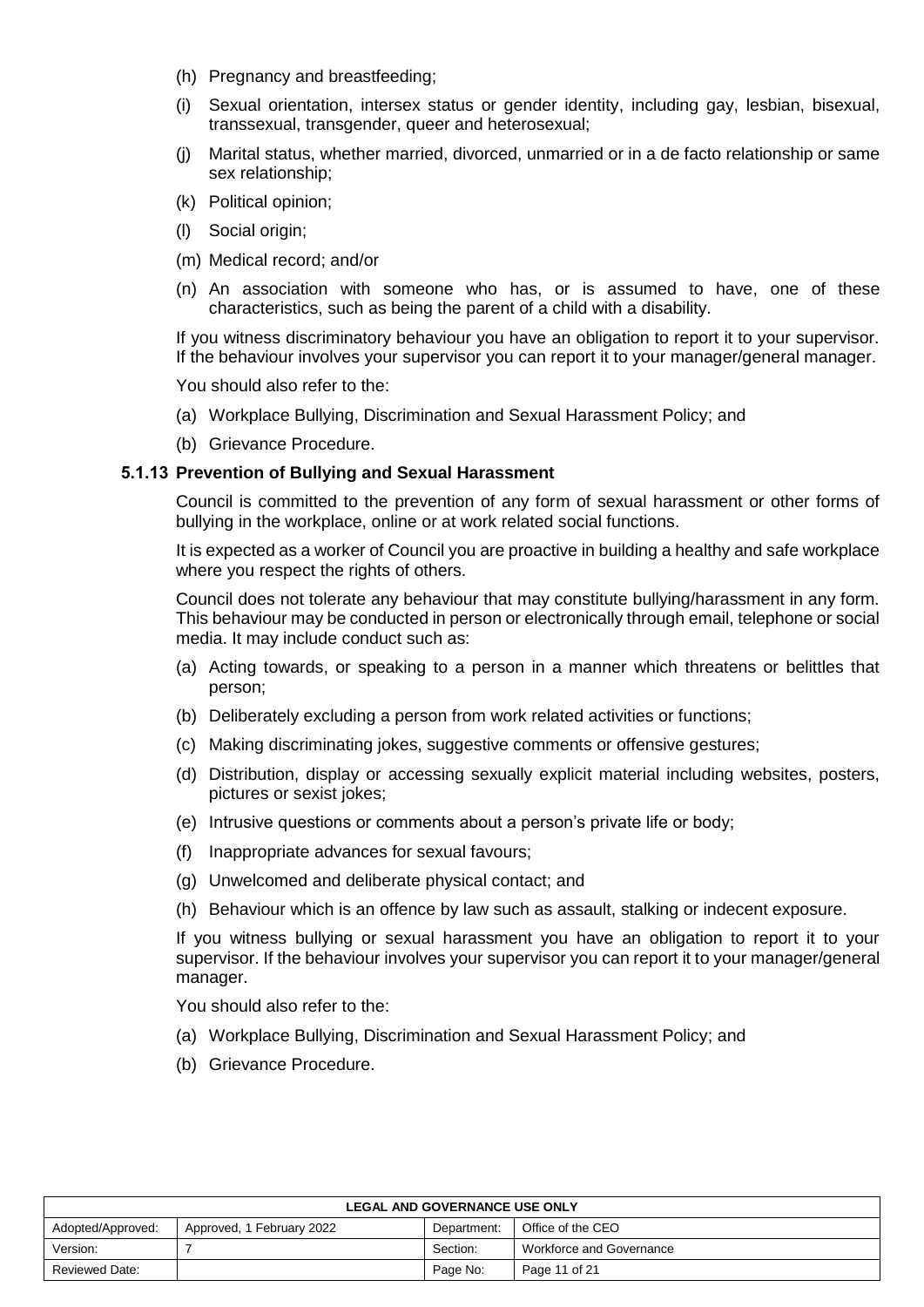(h) Pregnancy and breastfeeding;

(i) Sexual orientation, intersex status or gender identity, including gay, lesbian, bisexual, transsexual, transgender, queer and heterosexual;

(j) Marital status, whether married, divorced, unmarried or in a de facto relationship or same sex relationship;

(k) Political opinion;

(l) Social origin;

(m) Medical record; and/or

(n) An association with someone who has, or is assumed to have, one of these characteristics, such as being the parent of a child with a disability.

If you witness discriminatory behaviour you have an obligation to report it to your supervisor. If the behaviour involves your supervisor you can report it to your manager/general manager.

You should also refer to the:

(a) Workplace Bullying, Discrimination and Sexual Harassment Policy; and

(b) Grievance Procedure.

### 5.1.13 Prevention of Bullying and Sexual Harassment

Council is committed to the prevention of any form of sexual harassment or other forms of bullying in the workplace, online or at work related social functions.

It is expected as a worker of Council you are proactive in building a healthy and safe workplace where you respect the rights of others.

Council does not tolerate any behaviour that may constitute bullying/harassment in any form. This behaviour may be conducted in person or electronically through email, telephone or social media. It may include conduct such as:

(a) Acting towards, or speaking to a person in a manner which threatens or belittles that person;

(b) Deliberately excluding a person from work related activities or functions;

(c) Making discriminating jokes, suggestive comments or offensive gestures;

(d) Distribution, display or accessing sexually explicit material including websites, posters, pictures or sexist jokes;

(e) Intrusive questions or comments about a person's private life or body;

(f) Inappropriate advances for sexual favours;

(g) Unwelcomed and deliberate physical contact; and

(h) Behaviour which is an offence by law such as assault, stalking or indecent exposure.

If you witness bullying or sexual harassment you have an obligation to report it to your supervisor. If the behaviour involves your supervisor you can report it to your manager/general manager.

You should also refer to the:

(a) Workplace Bullying, Discrimination and Sexual Harassment Policy; and

(b) Grievance Procedure.

| LEGAL AND GOVERNANCE USE ONLY | | | |
|---|---|---|---|
| Adopted/Approved: | Approved, 1 February 2022 | Department: | Office of the CEO |
| Version: | 7 | Section: | Workforce and Governance |
| Reviewed Date: | | Page No: | Page 11 of 21 |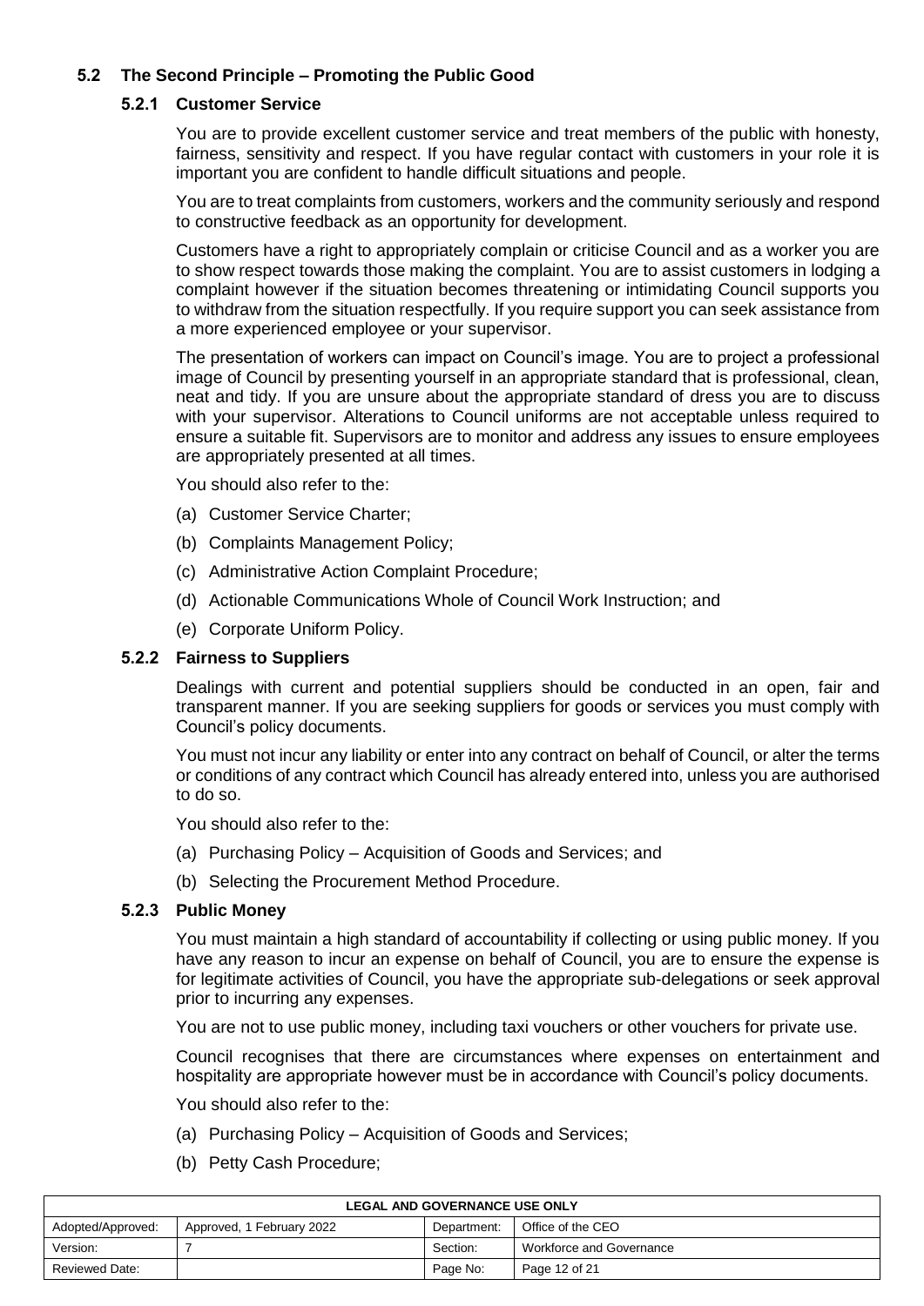## 5.2 The Second Principle – Promoting the Public Good

### 5.2.1 Customer Service

You are to provide excellent customer service and treat members of the public with honesty, fairness, sensitivity and respect. If you have regular contact with customers in your role it is important you are confident to handle difficult situations and people.

You are to treat complaints from customers, workers and the community seriously and respond to constructive feedback as an opportunity for development.

Customers have a right to appropriately complain or criticise Council and as a worker you are to show respect towards those making the complaint. You are to assist customers in lodging a complaint however if the situation becomes threatening or intimidating Council supports you to withdraw from the situation respectfully. If you require support you can seek assistance from a more experienced employee or your supervisor.

The presentation of workers can impact on Council's image. You are to project a professional image of Council by presenting yourself in an appropriate standard that is professional, clean, neat and tidy. If you are unsure about the appropriate standard of dress you are to discuss with your supervisor. Alterations to Council uniforms are not acceptable unless required to ensure a suitable fit. Supervisors are to monitor and address any issues to ensure employees are appropriately presented at all times.

You should also refer to the:

(a) Customer Service Charter;

(b) Complaints Management Policy;

(c) Administrative Action Complaint Procedure;

(d) Actionable Communications Whole of Council Work Instruction; and

(e) Corporate Uniform Policy.

### 5.2.2 Fairness to Suppliers

Dealings with current and potential suppliers should be conducted in an open, fair and transparent manner. If you are seeking suppliers for goods or services you must comply with Council's policy documents.

You must not incur any liability or enter into any contract on behalf of Council, or alter the terms or conditions of any contract which Council has already entered into, unless you are authorised to do so.

You should also refer to the:

(a) Purchasing Policy – Acquisition of Goods and Services; and

(b) Selecting the Procurement Method Procedure.

### 5.2.3 Public Money

You must maintain a high standard of accountability if collecting or using public money. If you have any reason to incur an expense on behalf of Council, you are to ensure the expense is for legitimate activities of Council, you have the appropriate sub-delegations or seek approval prior to incurring any expenses.

You are not to use public money, including taxi vouchers or other vouchers for private use.

Council recognises that there are circumstances where expenses on entertainment and hospitality are appropriate however must be in accordance with Council's policy documents.

You should also refer to the:

(a) Purchasing Policy – Acquisition of Goods and Services;

(b) Petty Cash Procedure;

| LEGAL AND GOVERNANCE USE ONLY | | | |
|---|---|---|---|
| Adopted/Approved: | Approved, 1 February 2022 | Department: | Office of the CEO |
| Version: | 7 | Section: | Workforce and Governance |
| Reviewed Date: | | Page No: | Page 12 of 21 |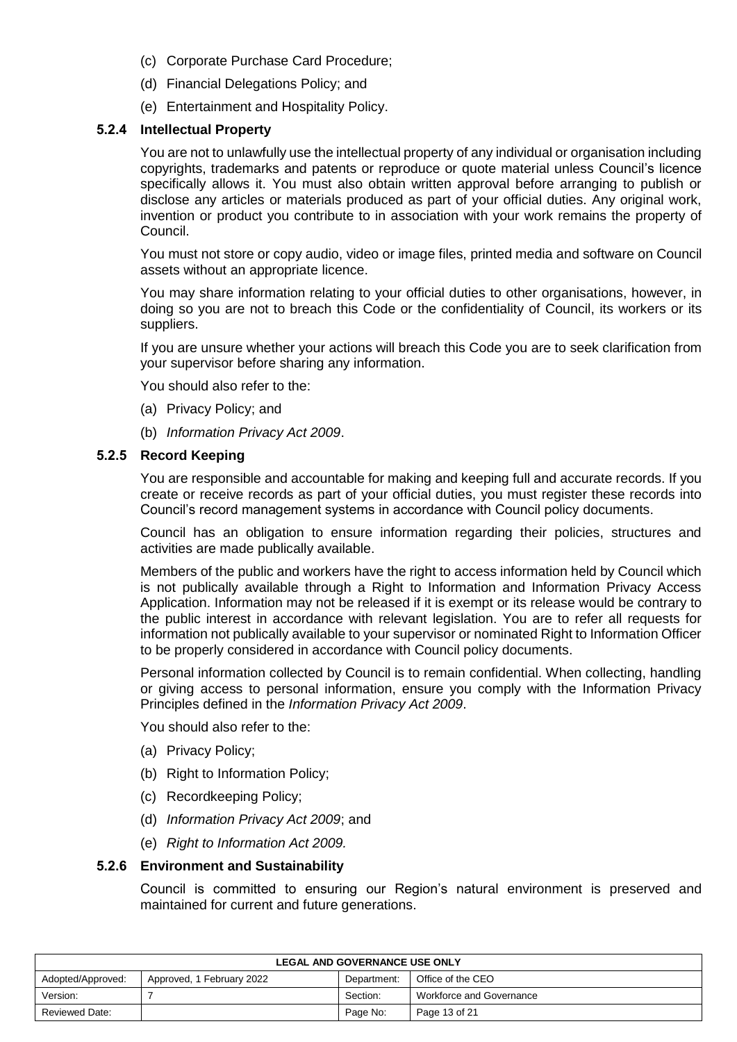(c) Corporate Purchase Card Procedure;

(d) Financial Delegations Policy; and

(e) Entertainment and Hospitality Policy.

### 5.2.4 Intellectual Property

You are not to unlawfully use the intellectual property of any individual or organisation including copyrights, trademarks and patents or reproduce or quote material unless Council's licence specifically allows it. You must also obtain written approval before arranging to publish or disclose any articles or materials produced as part of your official duties. Any original work, invention or product you contribute to in association with your work remains the property of Council.

You must not store or copy audio, video or image files, printed media and software on Council assets without an appropriate licence.

You may share information relating to your official duties to other organisations, however, in doing so you are not to breach this Code or the confidentiality of Council, its workers or its suppliers.

If you are unsure whether your actions will breach this Code you are to seek clarification from your supervisor before sharing any information.

You should also refer to the:

(a) Privacy Policy; and

(b) *Information Privacy Act 2009*.

### 5.2.5 Record Keeping

You are responsible and accountable for making and keeping full and accurate records. If you create or receive records as part of your official duties, you must register these records into Council's record management systems in accordance with Council policy documents.

Council has an obligation to ensure information regarding their policies, structures and activities are made publically available.

Members of the public and workers have the right to access information held by Council which is not publically available through a Right to Information and Information Privacy Access Application. Information may not be released if it is exempt or its release would be contrary to the public interest in accordance with relevant legislation. You are to refer all requests for information not publically available to your supervisor or nominated Right to Information Officer to be properly considered in accordance with Council policy documents.

Personal information collected by Council is to remain confidential. When collecting, handling or giving access to personal information, ensure you comply with the Information Privacy Principles defined in the *Information Privacy Act 2009*.

You should also refer to the:

(a) Privacy Policy;

(b) Right to Information Policy;

(c) Recordkeeping Policy;

(d) *Information Privacy Act 2009*; and

(e) *Right to Information Act 2009.*

### 5.2.6 Environment and Sustainability

Council is committed to ensuring our Region's natural environment is preserved and maintained for current and future generations.

| LEGAL AND GOVERNANCE USE ONLY | | | |
|---|---|---|---|
| Adopted/Approved: | Approved, 1 February 2022 | Department: | Office of the CEO |
| Version: | 7 | Section: | Workforce and Governance |
| Reviewed Date: | | Page No: | Page 13 of 21 |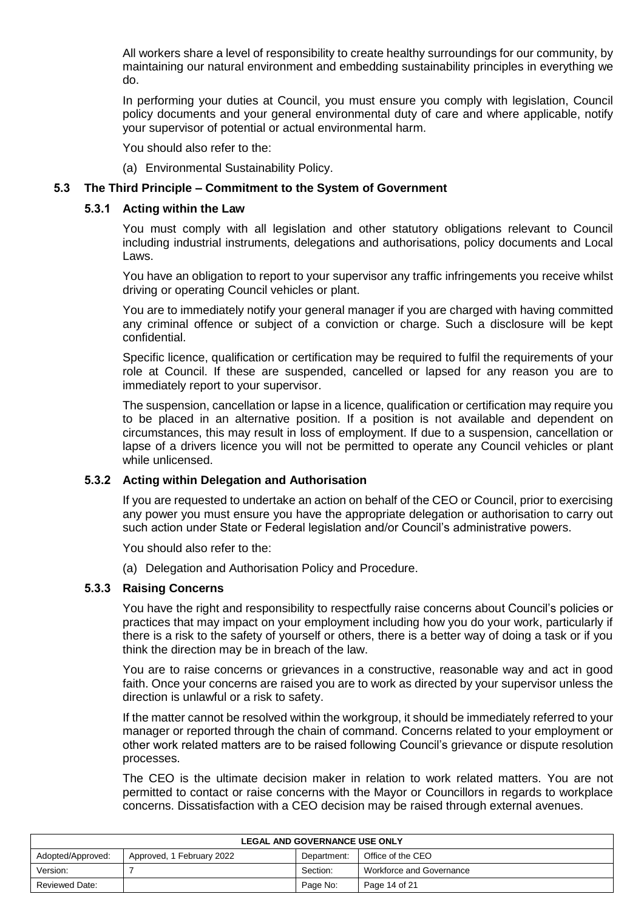All workers share a level of responsibility to create healthy surroundings for our community, by maintaining our natural environment and embedding sustainability principles in everything we do.

In performing your duties at Council, you must ensure you comply with legislation, Council policy documents and your general environmental duty of care and where applicable, notify your supervisor of potential or actual environmental harm.

You should also refer to the:

(a) Environmental Sustainability Policy.

### 5.3 The Third Principle – Commitment to the System of Government

#### 5.3.1 Acting within the Law

You must comply with all legislation and other statutory obligations relevant to Council including industrial instruments, delegations and authorisations, policy documents and Local Laws.

You have an obligation to report to your supervisor any traffic infringements you receive whilst driving or operating Council vehicles or plant.

You are to immediately notify your general manager if you are charged with having committed any criminal offence or subject of a conviction or charge. Such a disclosure will be kept confidential.

Specific licence, qualification or certification may be required to fulfil the requirements of your role at Council. If these are suspended, cancelled or lapsed for any reason you are to immediately report to your supervisor.

The suspension, cancellation or lapse in a licence, qualification or certification may require you to be placed in an alternative position. If a position is not available and dependent on circumstances, this may result in loss of employment. If due to a suspension, cancellation or lapse of a drivers licence you will not be permitted to operate any Council vehicles or plant while unlicensed.

#### 5.3.2 Acting within Delegation and Authorisation

If you are requested to undertake an action on behalf of the CEO or Council, prior to exercising any power you must ensure you have the appropriate delegation or authorisation to carry out such action under State or Federal legislation and/or Council's administrative powers.

You should also refer to the:

(a) Delegation and Authorisation Policy and Procedure.

#### 5.3.3 Raising Concerns

You have the right and responsibility to respectfully raise concerns about Council's policies or practices that may impact on your employment including how you do your work, particularly if there is a risk to the safety of yourself or others, there is a better way of doing a task or if you think the direction may be in breach of the law.

You are to raise concerns or grievances in a constructive, reasonable way and act in good faith. Once your concerns are raised you are to work as directed by your supervisor unless the direction is unlawful or a risk to safety.

If the matter cannot be resolved within the workgroup, it should be immediately referred to your manager or reported through the chain of command. Concerns related to your employment or other work related matters are to be raised following Council's grievance or dispute resolution processes.

The CEO is the ultimate decision maker in relation to work related matters. You are not permitted to contact or raise concerns with the Mayor or Councillors in regards to workplace concerns. Dissatisfaction with a CEO decision may be raised through external avenues.

| LEGAL AND GOVERNANCE USE ONLY | | | |
|---|---|---|---|
| Adopted/Approved: | Approved, 1 February 2022 | Department: | Office of the CEO |
| Version: | 7 | Section: | Workforce and Governance |
| Reviewed Date: | | Page No: | Page 14 of 21 |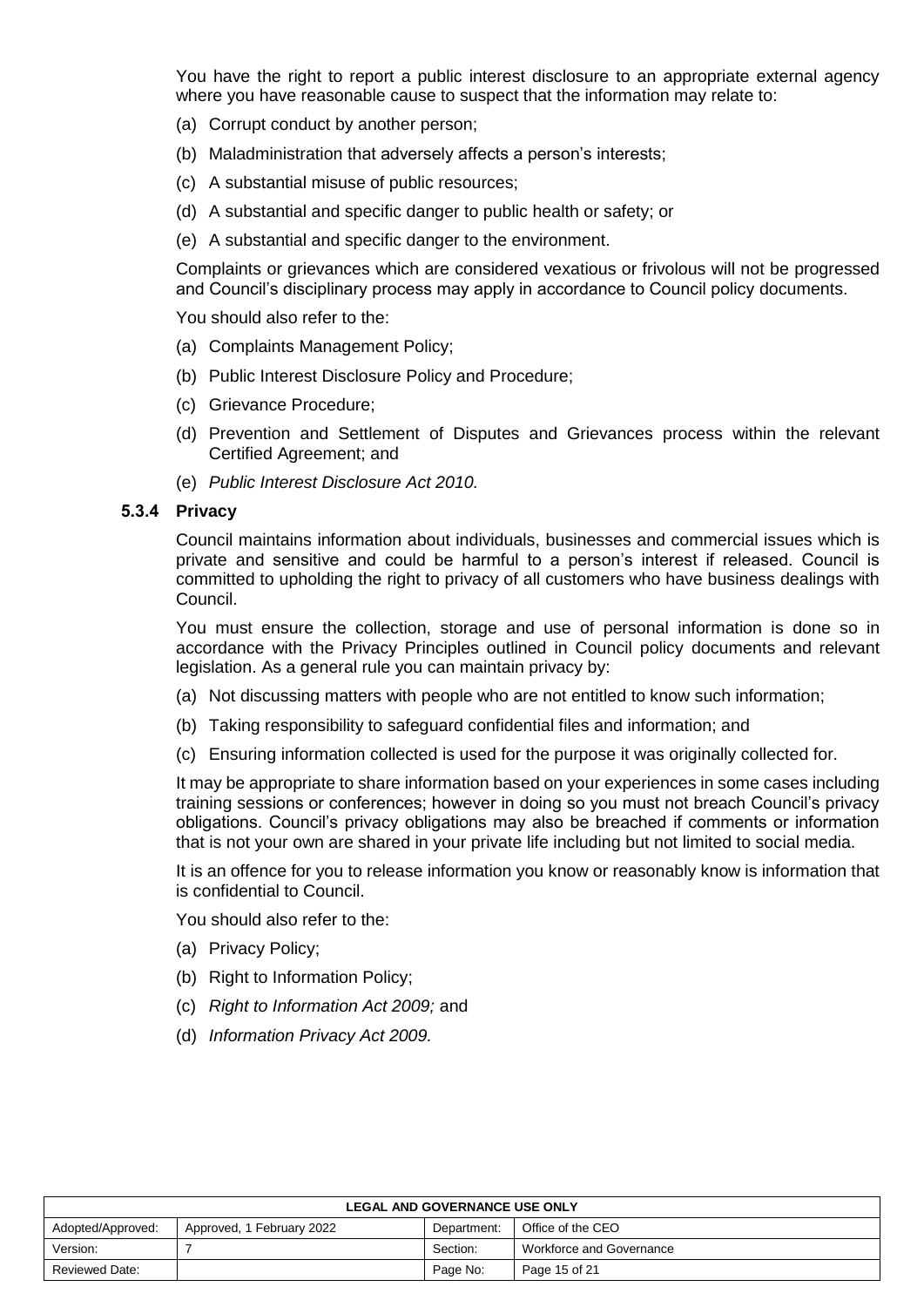You have the right to report a public interest disclosure to an appropriate external agency where you have reasonable cause to suspect that the information may relate to:

(a) Corrupt conduct by another person;

(b) Maladministration that adversely affects a person's interests;

(c) A substantial misuse of public resources;

(d) A substantial and specific danger to public health or safety; or

(e) A substantial and specific danger to the environment.

Complaints or grievances which are considered vexatious or frivolous will not be progressed and Council's disciplinary process may apply in accordance to Council policy documents.

You should also refer to the:

(a) Complaints Management Policy;

(b) Public Interest Disclosure Policy and Procedure;

(c) Grievance Procedure;

(d) Prevention and Settlement of Disputes and Grievances process within the relevant Certified Agreement; and

(e) *Public Interest Disclosure Act 2010.*

#### 5.3.4 Privacy

Council maintains information about individuals, businesses and commercial issues which is private and sensitive and could be harmful to a person's interest if released. Council is committed to upholding the right to privacy of all customers who have business dealings with Council.

You must ensure the collection, storage and use of personal information is done so in accordance with the Privacy Principles outlined in Council policy documents and relevant legislation. As a general rule you can maintain privacy by:

(a) Not discussing matters with people who are not entitled to know such information;

(b) Taking responsibility to safeguard confidential files and information; and

(c) Ensuring information collected is used for the purpose it was originally collected for.

It may be appropriate to share information based on your experiences in some cases including training sessions or conferences; however in doing so you must not breach Council's privacy obligations. Council's privacy obligations may also be breached if comments or information that is not your own are shared in your private life including but not limited to social media.

It is an offence for you to release information you know or reasonably know is information that is confidential to Council.

You should also refer to the:

(a) Privacy Policy;

(b) Right to Information Policy;

(c) *Right to Information Act 2009;* and

(d) *Information Privacy Act 2009.*

| LEGAL AND GOVERNANCE USE ONLY | | | |
|---|---|---|---|
| Adopted/Approved: | Approved, 1 February 2022 | Department: | Office of the CEO |
| Version: | 7 | Section: | Workforce and Governance |
| Reviewed Date: | | Page No: | Page 15 of 21 |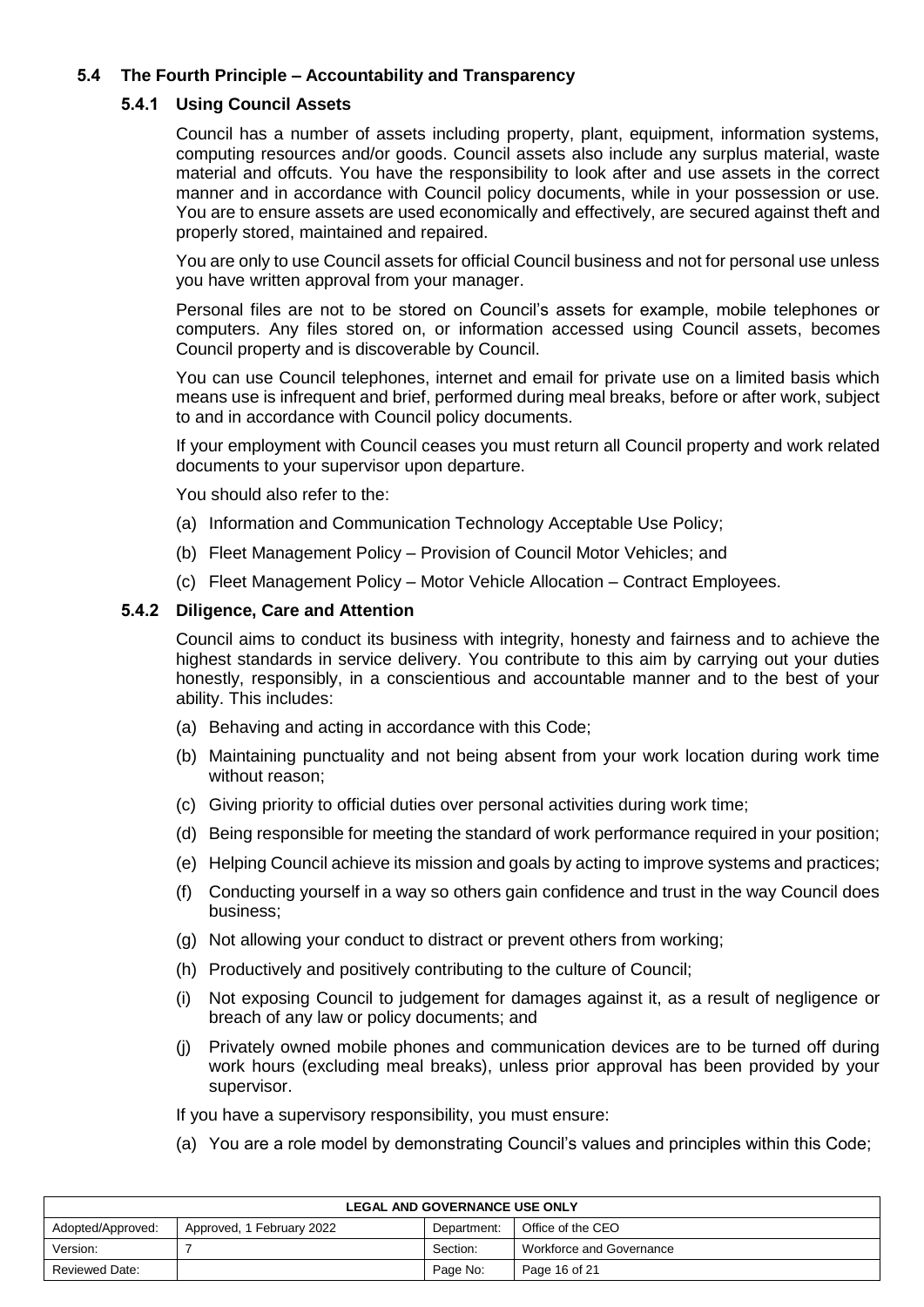### 5.4 The Fourth Principle – Accountability and Transparency

#### 5.4.1 Using Council Assets

Council has a number of assets including property, plant, equipment, information systems, computing resources and/or goods. Council assets also include any surplus material, waste material and offcuts. You have the responsibility to look after and use assets in the correct manner and in accordance with Council policy documents, while in your possession or use. You are to ensure assets are used economically and effectively, are secured against theft and properly stored, maintained and repaired.

You are only to use Council assets for official Council business and not for personal use unless you have written approval from your manager.

Personal files are not to be stored on Council's assets for example, mobile telephones or computers. Any files stored on, or information accessed using Council assets, becomes Council property and is discoverable by Council.

You can use Council telephones, internet and email for private use on a limited basis which means use is infrequent and brief, performed during meal breaks, before or after work, subject to and in accordance with Council policy documents.

If your employment with Council ceases you must return all Council property and work related documents to your supervisor upon departure.

You should also refer to the:

(a) Information and Communication Technology Acceptable Use Policy;

(b) Fleet Management Policy – Provision of Council Motor Vehicles; and

(c) Fleet Management Policy – Motor Vehicle Allocation – Contract Employees.

#### 5.4.2 Diligence, Care and Attention

Council aims to conduct its business with integrity, honesty and fairness and to achieve the highest standards in service delivery. You contribute to this aim by carrying out your duties honestly, responsibly, in a conscientious and accountable manner and to the best of your ability. This includes:

(a) Behaving and acting in accordance with this Code;

(b) Maintaining punctuality and not being absent from your work location during work time without reason;

(c) Giving priority to official duties over personal activities during work time;

(d) Being responsible for meeting the standard of work performance required in your position;

(e) Helping Council achieve its mission and goals by acting to improve systems and practices;

(f) Conducting yourself in a way so others gain confidence and trust in the way Council does business;

(g) Not allowing your conduct to distract or prevent others from working;

(h) Productively and positively contributing to the culture of Council;

(i) Not exposing Council to judgement for damages against it, as a result of negligence or breach of any law or policy documents; and

(j) Privately owned mobile phones and communication devices are to be turned off during work hours (excluding meal breaks), unless prior approval has been provided by your supervisor.

If you have a supervisory responsibility, you must ensure:

(a) You are a role model by demonstrating Council's values and principles within this Code;

| LEGAL AND GOVERNANCE USE ONLY | | | |
|---|---|---|---|
| Adopted/Approved: | Approved, 1 February 2022 | Department: | Office of the CEO |
| Version: | 7 | Section: | Workforce and Governance |
| Reviewed Date: | | Page No: | Page 16 of 21 |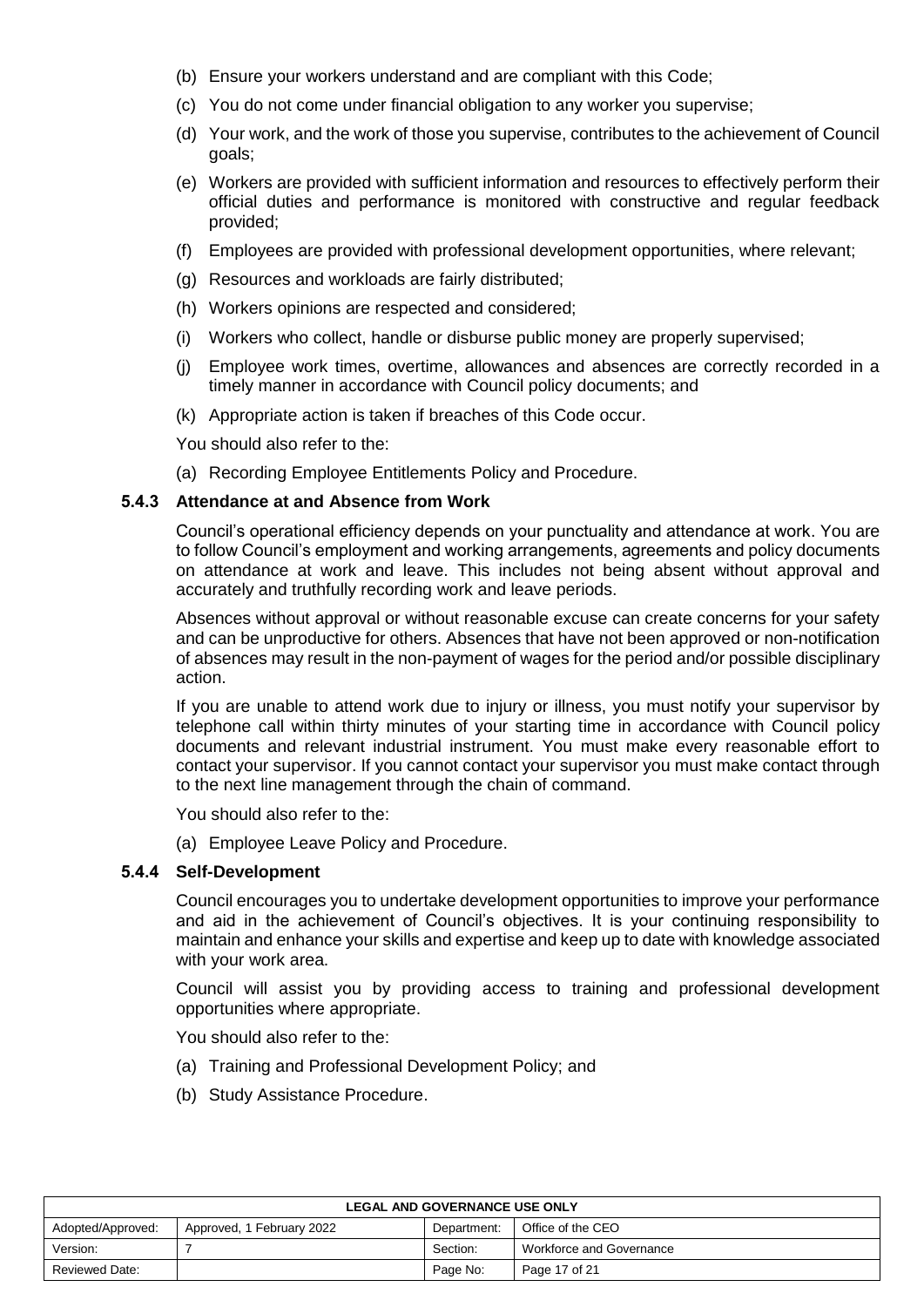(b) Ensure your workers understand and are compliant with this Code;

(c) You do not come under financial obligation to any worker you supervise;

(d) Your work, and the work of those you supervise, contributes to the achievement of Council goals;

(e) Workers are provided with sufficient information and resources to effectively perform their official duties and performance is monitored with constructive and regular feedback provided;

(f) Employees are provided with professional development opportunities, where relevant;

(g) Resources and workloads are fairly distributed;

(h) Workers opinions are respected and considered;

(i) Workers who collect, handle or disburse public money are properly supervised;

(j) Employee work times, overtime, allowances and absences are correctly recorded in a timely manner in accordance with Council policy documents; and

(k) Appropriate action is taken if breaches of this Code occur.

You should also refer to the:

(a) Recording Employee Entitlements Policy and Procedure.

#### 5.4.3 Attendance at and Absence from Work

Council's operational efficiency depends on your punctuality and attendance at work. You are to follow Council's employment and working arrangements, agreements and policy documents on attendance at work and leave. This includes not being absent without approval and accurately and truthfully recording work and leave periods.

Absences without approval or without reasonable excuse can create concerns for your safety and can be unproductive for others. Absences that have not been approved or non-notification of absences may result in the non-payment of wages for the period and/or possible disciplinary action.

If you are unable to attend work due to injury or illness, you must notify your supervisor by telephone call within thirty minutes of your starting time in accordance with Council policy documents and relevant industrial instrument. You must make every reasonable effort to contact your supervisor. If you cannot contact your supervisor you must make contact through to the next line management through the chain of command.

You should also refer to the:

(a) Employee Leave Policy and Procedure.

#### 5.4.4 Self-Development

Council encourages you to undertake development opportunities to improve your performance and aid in the achievement of Council's objectives. It is your continuing responsibility to maintain and enhance your skills and expertise and keep up to date with knowledge associated with your work area.

Council will assist you by providing access to training and professional development opportunities where appropriate.

You should also refer to the:

(a) Training and Professional Development Policy; and

(b) Study Assistance Procedure.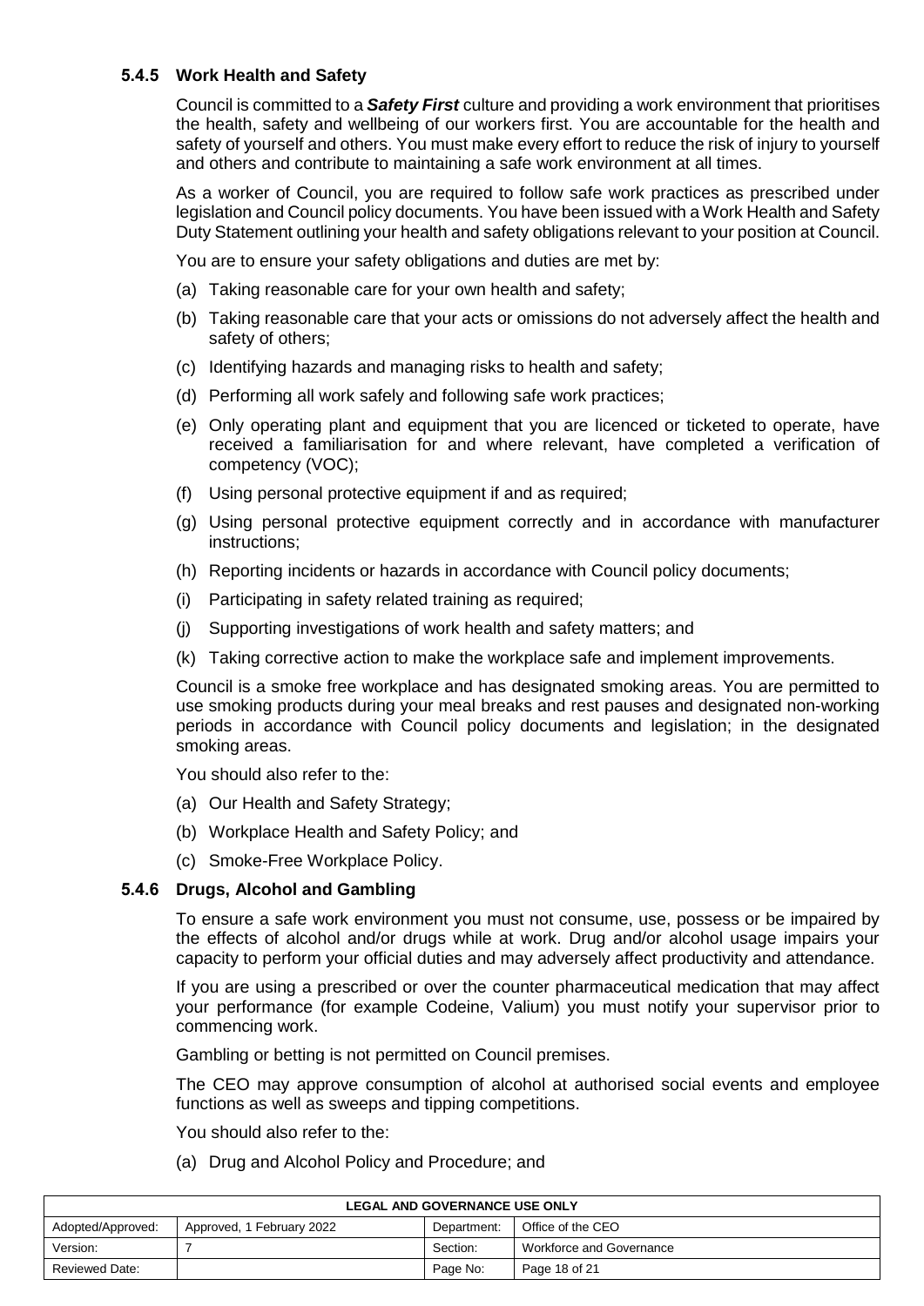#### 5.4.5 Work Health and Safety

Council is committed to a ***Safety First*** culture and providing a work environment that prioritises the health, safety and wellbeing of our workers first. You are accountable for the health and safety of yourself and others. You must make every effort to reduce the risk of injury to yourself and others and contribute to maintaining a safe work environment at all times.

As a worker of Council, you are required to follow safe work practices as prescribed under legislation and Council policy documents. You have been issued with a Work Health and Safety Duty Statement outlining your health and safety obligations relevant to your position at Council.

You are to ensure your safety obligations and duties are met by:

(a) Taking reasonable care for your own health and safety;

(b) Taking reasonable care that your acts or omissions do not adversely affect the health and safety of others;

(c) Identifying hazards and managing risks to health and safety;

(d) Performing all work safely and following safe work practices;

(e) Only operating plant and equipment that you are licenced or ticketed to operate, have received a familiarisation for and where relevant, have completed a verification of competency (VOC);

(f) Using personal protective equipment if and as required;

(g) Using personal protective equipment correctly and in accordance with manufacturer instructions;

(h) Reporting incidents or hazards in accordance with Council policy documents;

(i) Participating in safety related training as required;

(j) Supporting investigations of work health and safety matters; and

(k) Taking corrective action to make the workplace safe and implement improvements.

Council is a smoke free workplace and has designated smoking areas. You are permitted to use smoking products during your meal breaks and rest pauses and designated non-working periods in accordance with Council policy documents and legislation; in the designated smoking areas.

You should also refer to the:

(a) Our Health and Safety Strategy;

(b) Workplace Health and Safety Policy; and

(c) Smoke-Free Workplace Policy.

#### 5.4.6 Drugs, Alcohol and Gambling

To ensure a safe work environment you must not consume, use, possess or be impaired by the effects of alcohol and/or drugs while at work. Drug and/or alcohol usage impairs your capacity to perform your official duties and may adversely affect productivity and attendance.

If you are using a prescribed or over the counter pharmaceutical medication that may affect your performance (for example Codeine, Valium) you must notify your supervisor prior to commencing work.

Gambling or betting is not permitted on Council premises.

The CEO may approve consumption of alcohol at authorised social events and employee functions as well as sweeps and tipping competitions.

You should also refer to the:

(a) Drug and Alcohol Policy and Procedure; and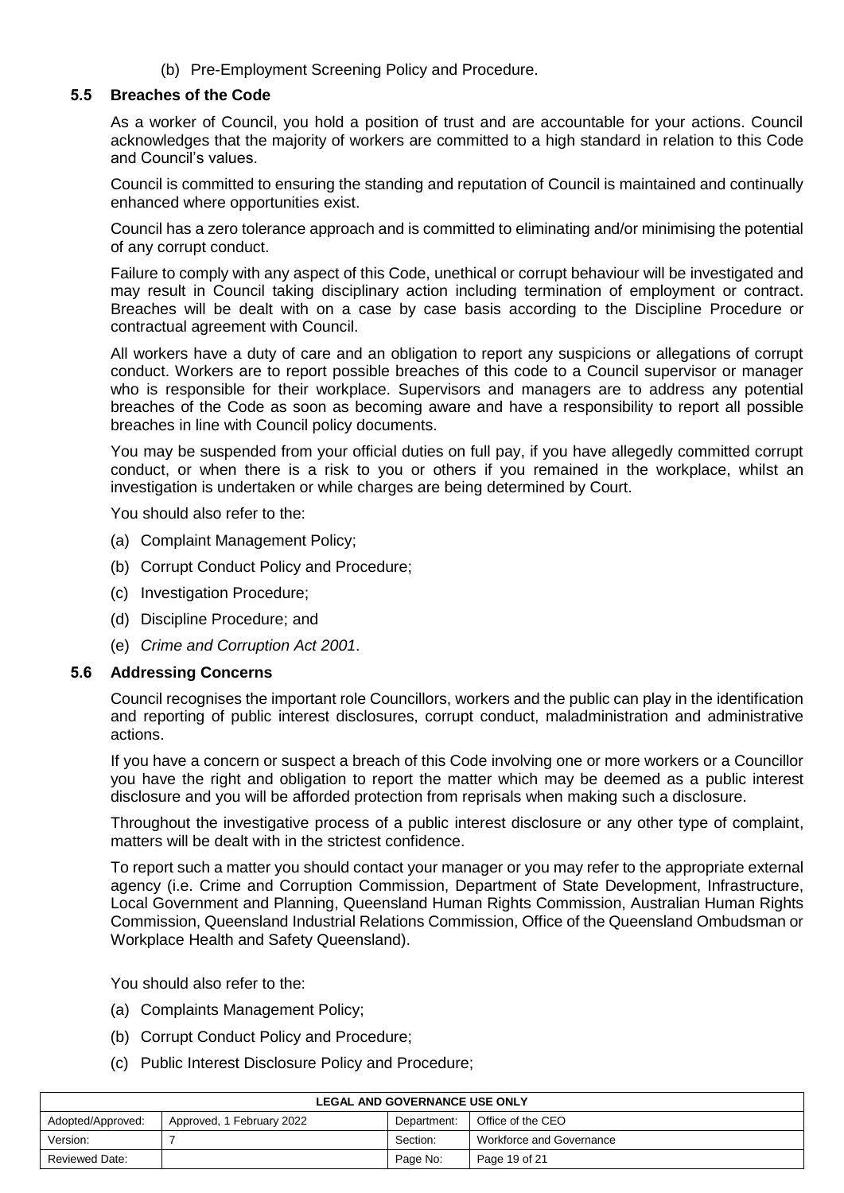(b) Pre-Employment Screening Policy and Procedure.

### 5.5 Breaches of the Code

As a worker of Council, you hold a position of trust and are accountable for your actions. Council acknowledges that the majority of workers are committed to a high standard in relation to this Code and Council's values.

Council is committed to ensuring the standing and reputation of Council is maintained and continually enhanced where opportunities exist.

Council has a zero tolerance approach and is committed to eliminating and/or minimising the potential of any corrupt conduct.

Failure to comply with any aspect of this Code, unethical or corrupt behaviour will be investigated and may result in Council taking disciplinary action including termination of employment or contract. Breaches will be dealt with on a case by case basis according to the Discipline Procedure or contractual agreement with Council.

All workers have a duty of care and an obligation to report any suspicions or allegations of corrupt conduct. Workers are to report possible breaches of this code to a Council supervisor or manager who is responsible for their workplace. Supervisors and managers are to address any potential breaches of the Code as soon as becoming aware and have a responsibility to report all possible breaches in line with Council policy documents.

You may be suspended from your official duties on full pay, if you have allegedly committed corrupt conduct, or when there is a risk to you or others if you remained in the workplace, whilst an investigation is undertaken or while charges are being determined by Court.

You should also refer to the:

(a) Complaint Management Policy;

(b) Corrupt Conduct Policy and Procedure;

(c) Investigation Procedure;

(d) Discipline Procedure; and

(e) *Crime and Corruption Act 2001*.

### 5.6 Addressing Concerns

Council recognises the important role Councillors, workers and the public can play in the identification and reporting of public interest disclosures, corrupt conduct, maladministration and administrative actions.

If you have a concern or suspect a breach of this Code involving one or more workers or a Councillor you have the right and obligation to report the matter which may be deemed as a public interest disclosure and you will be afforded protection from reprisals when making such a disclosure.

Throughout the investigative process of a public interest disclosure or any other type of complaint, matters will be dealt with in the strictest confidence.

To report such a matter you should contact your manager or you may refer to the appropriate external agency (i.e. Crime and Corruption Commission, Department of State Development, Infrastructure, Local Government and Planning, Queensland Human Rights Commission, Australian Human Rights Commission, Queensland Industrial Relations Commission, Office of the Queensland Ombudsman or Workplace Health and Safety Queensland).

You should also refer to the:

(a) Complaints Management Policy;

(b) Corrupt Conduct Policy and Procedure;

(c) Public Interest Disclosure Policy and Procedure;

| LEGAL AND GOVERNANCE USE ONLY | | | |
|---|---|---|---|
| Adopted/Approved: | Approved, 1 February 2022 | Department: | Office of the CEO |
| Version: | 7 | Section: | Workforce and Governance |
| Reviewed Date: | | Page No: | Page 19 of 21 |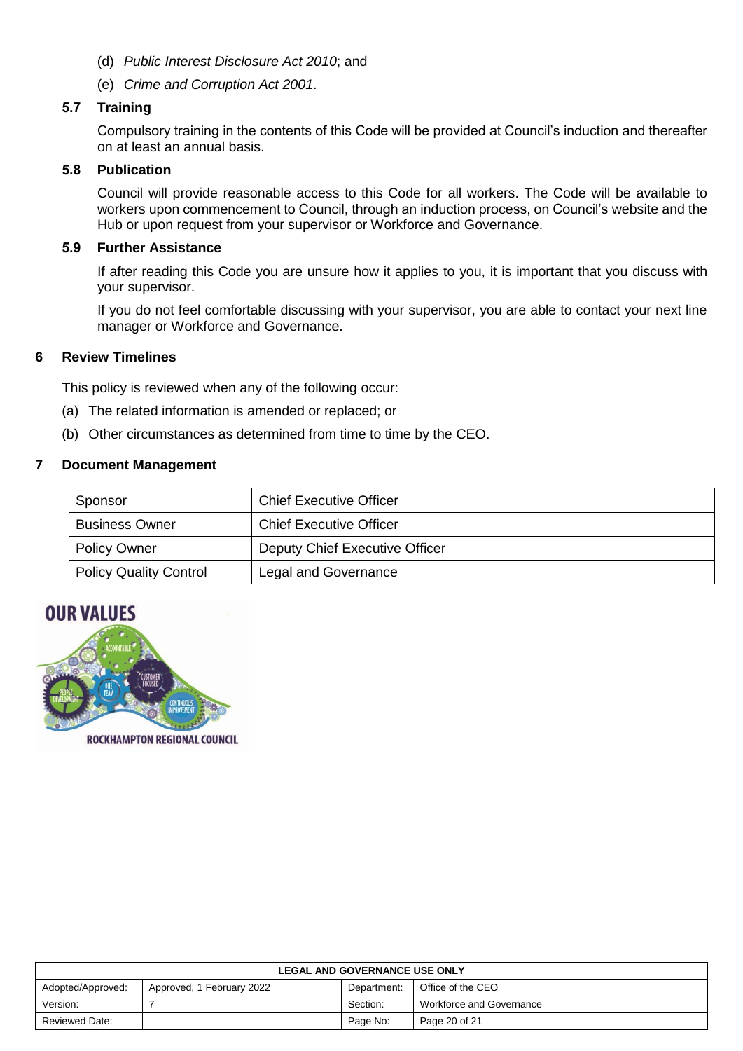(d) *Public Interest Disclosure Act 2010*; and

(e) *Crime and Corruption Act 2001*.

### 5.7 Training

Compulsory training in the contents of this Code will be provided at Council's induction and thereafter on at least an annual basis.

### 5.8 Publication

Council will provide reasonable access to this Code for all workers. The Code will be available to workers upon commencement to Council, through an induction process, on Council's website and the Hub or upon request from your supervisor or Workforce and Governance.

### 5.9 Further Assistance

If after reading this Code you are unsure how it applies to you, it is important that you discuss with your supervisor.

If you do not feel comfortable discussing with your supervisor, you are able to contact your next line manager or Workforce and Governance.

## 6 Review Timelines

This policy is reviewed when any of the following occur:

(a) The related information is amended or replaced; or

(b) Other circumstances as determined from time to time by the CEO.

## 7 Document Management

| | |
|---|---|
| Sponsor | Chief Executive Officer |
| Business Owner | Chief Executive Officer |
| Policy Owner | Deputy Chief Executive Officer |
| Policy Quality Control | Legal and Governance |

| LEGAL AND GOVERNANCE USE ONLY | | | |
|---|---|---|---|
| Adopted/Approved: | Approved, 1 February 2022 | Department: | Office of the CEO |
| Version: | 7 | Section: | Workforce and Governance |
| Reviewed Date: | | Page No: | Page 20 of 21 |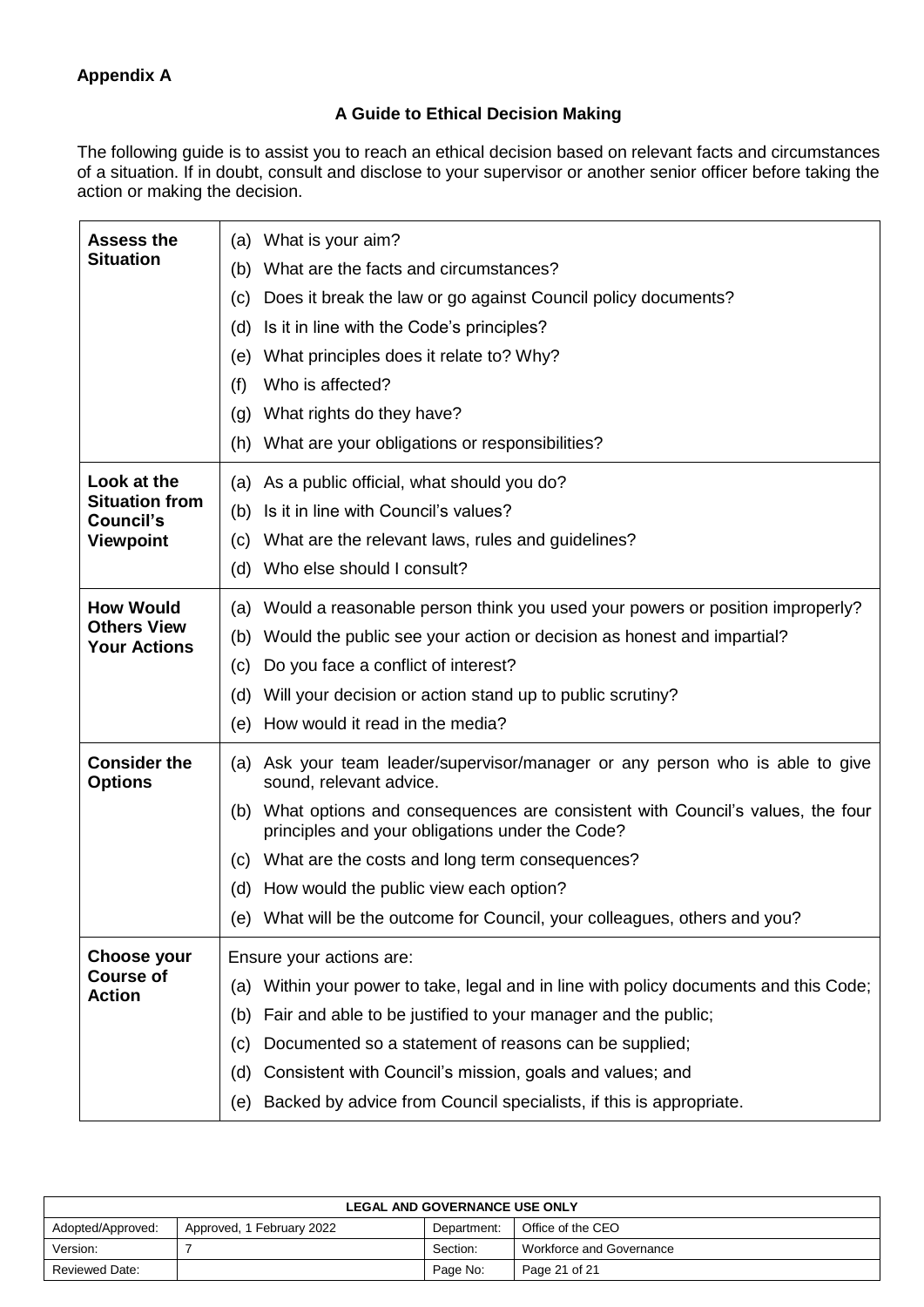**Appendix A**

## A Guide to Ethical Decision Making

The following guide is to assist you to reach an ethical decision based on relevant facts and circumstances of a situation. If in doubt, consult and disclose to your supervisor or another senior officer before taking the action or making the decision.

| | |
|---|---|
| **Assess the Situation** | (a) What is your aim?<br>(b) What are the facts and circumstances?<br>(c) Does it break the law or go against Council policy documents?<br>(d) Is it in line with the Code's principles?<br>(e) What principles does it relate to? Why?<br>(f) Who is affected?<br>(g) What rights do they have?<br>(h) What are your obligations or responsibilities? |
| **Look at the Situation from Council's Viewpoint** | (a) As a public official, what should you do?<br>(b) Is it in line with Council's values?<br>(c) What are the relevant laws, rules and guidelines?<br>(d) Who else should I consult? |
| **How Would Others View Your Actions** | (a) Would a reasonable person think you used your powers or position improperly?<br>(b) Would the public see your action or decision as honest and impartial?<br>(c) Do you face a conflict of interest?<br>(d) Will your decision or action stand up to public scrutiny?<br>(e) How would it read in the media? |
| **Consider the Options** | (a) Ask your team leader/supervisor/manager or any person who is able to give sound, relevant advice.<br>(b) What options and consequences are consistent with Council's values, the four principles and your obligations under the Code?<br>(c) What are the costs and long term consequences?<br>(d) How would the public view each option?<br>(e) What will be the outcome for Council, your colleagues, others and you? |
| **Choose your Course of Action** | Ensure your actions are:<br>(a) Within your power to take, legal and in line with policy documents and this Code;<br>(b) Fair and able to be justified to your manager and the public;<br>(c) Documented so a statement of reasons can be supplied;<br>(d) Consistent with Council's mission, goals and values; and<br>(e) Backed by advice from Council specialists, if this is appropriate. |